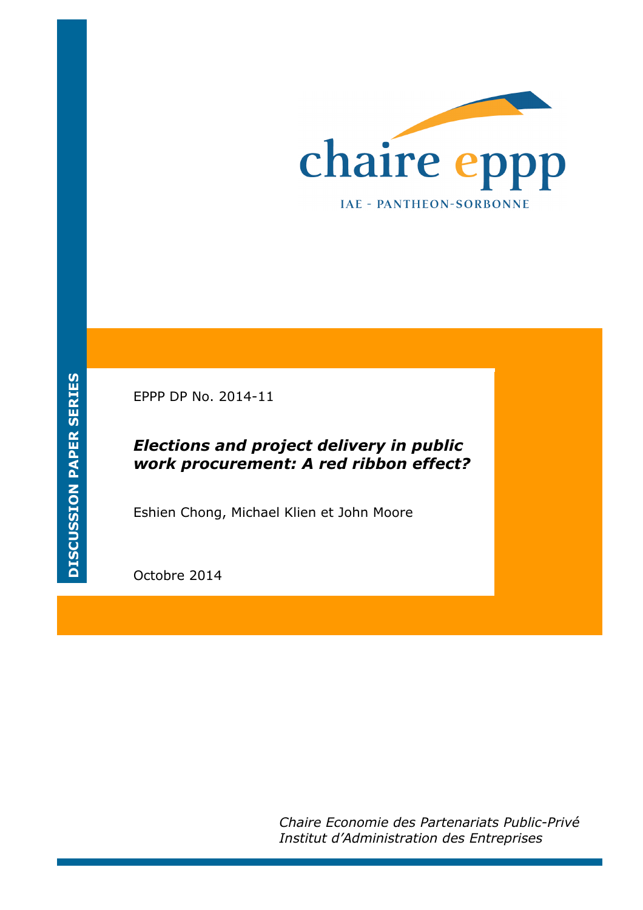chaire eppp

IAE - PANTHEON-SORBONNE

DISCUSSION PAPER SERIES

EPPP DP No. 2014-11

***Elections and project delivery in public work procurement: A red ribbon effect?***

Eshien Chong, Michael Klien et John Moore

Octobre 2014

*Chaire Economie des Partenariats Public-Privé*
*Institut d'Administration des Entreprises*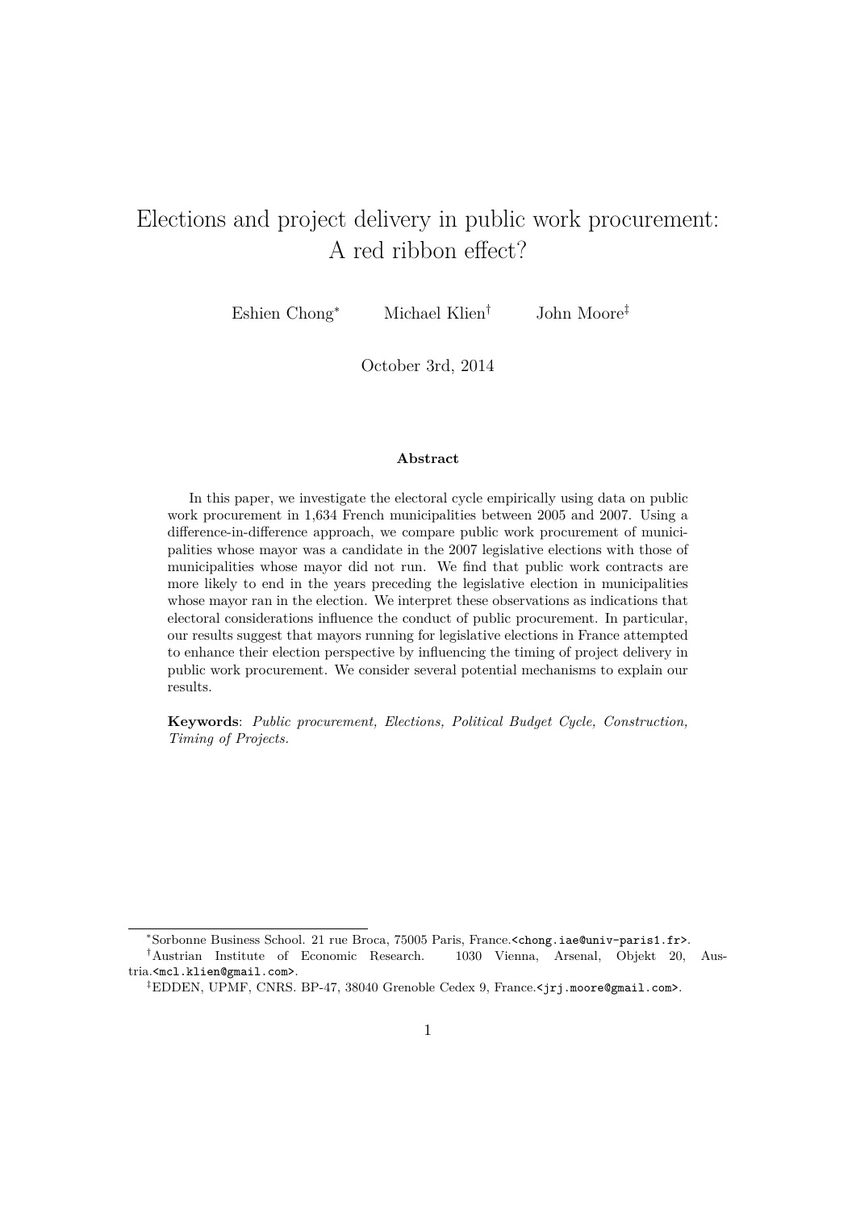# Elections and project delivery in public work procurement: A red ribbon effect?

Eshien Chong[*] Michael Klien[†] John Moore[‡]

October 3rd, 2014

**Abstract**

In this paper, we investigate the electoral cycle empirically using data on public work procurement in 1,634 French municipalities between 2005 and 2007. Using a difference-in-difference approach, we compare public work procurement of municipalities whose mayor was a candidate in the 2007 legislative elections with those of municipalities whose mayor did not run. We find that public work contracts are more likely to end in the years preceding the legislative election in municipalities whose mayor ran in the election. We interpret these observations as indications that electoral considerations influence the conduct of public procurement. In particular, our results suggest that mayors running for legislative elections in France attempted to enhance their election perspective by influencing the timing of project delivery in public work procurement. We consider several potential mechanisms to explain our results.

**Keywords**: *Public procurement, Elections, Political Budget Cycle, Construction, Timing of Projects.*

---

[*] Sorbonne Business School. 21 rue Broca, 75005 Paris, France.<chong.iae@univ-paris1.fr>.

[†] Austrian Institute of Economic Research. 1030 Vienna, Arsenal, Objekt 20, Austria.<mcl.klien@gmail.com>.

[‡] EDDEN, UPMF, CNRS. BP-47, 38040 Grenoble Cedex 9, France.<jrj.moore@gmail.com>.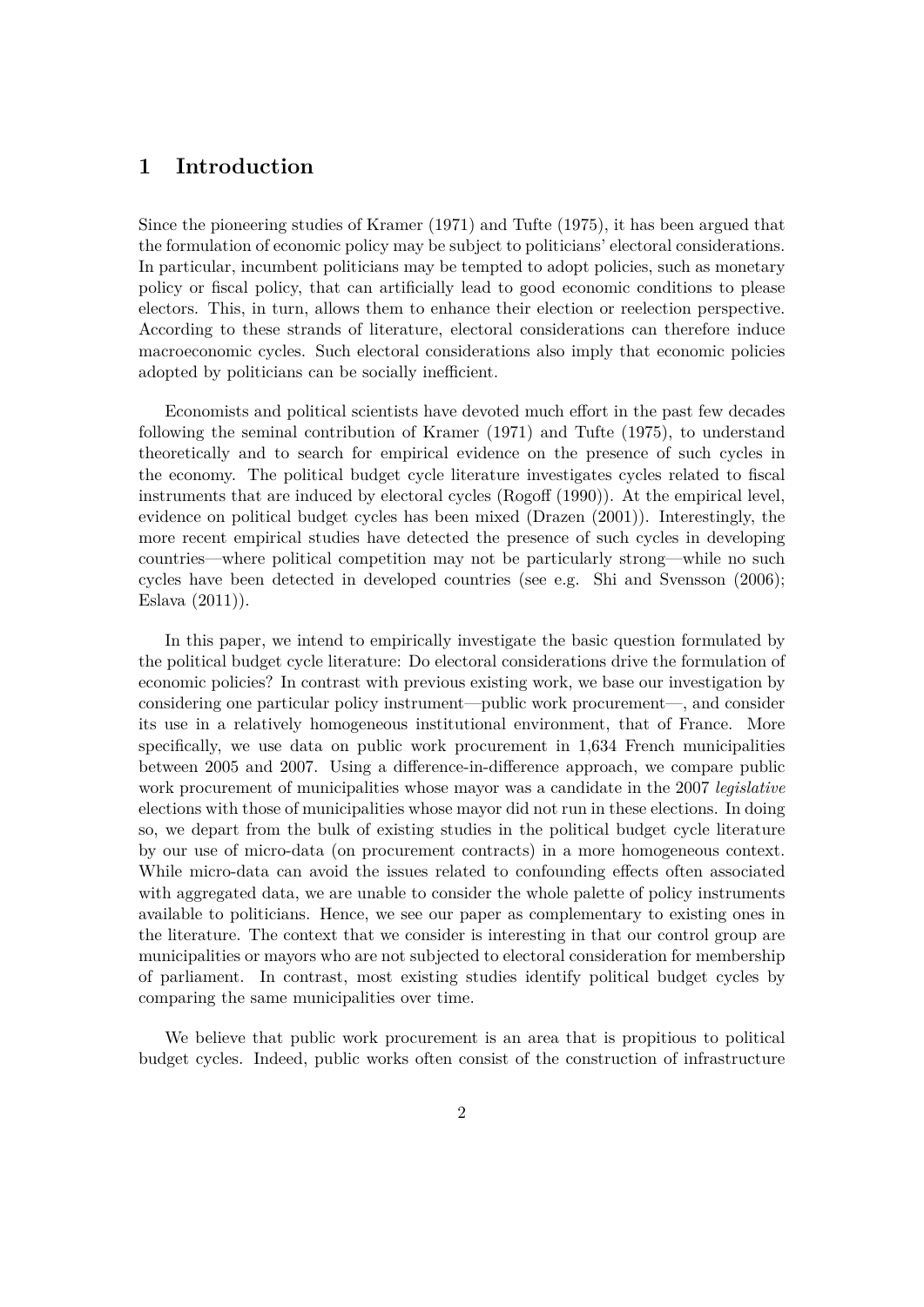## 1 Introduction

Since the pioneering studies of Kramer (1971) and Tufte (1975), it has been argued that the formulation of economic policy may be subject to politicians' electoral considerations. In particular, incumbent politicians may be tempted to adopt policies, such as monetary policy or fiscal policy, that can artificially lead to good economic conditions to please electors. This, in turn, allows them to enhance their election or reelection perspective. According to these strands of literature, electoral considerations can therefore induce macroeconomic cycles. Such electoral considerations also imply that economic policies adopted by politicians can be socially inefficient.

Economists and political scientists have devoted much effort in the past few decades following the seminal contribution of Kramer (1971) and Tufte (1975), to understand theoretically and to search for empirical evidence on the presence of such cycles in the economy. The political budget cycle literature investigates cycles related to fiscal instruments that are induced by electoral cycles (Rogoff (1990)). At the empirical level, evidence on political budget cycles has been mixed (Drazen (2001)). Interestingly, the more recent empirical studies have detected the presence of such cycles in developing countries—where political competition may not be particularly strong—while no such cycles have been detected in developed countries (see e.g. Shi and Svensson (2006); Eslava (2011)).

In this paper, we intend to empirically investigate the basic question formulated by the political budget cycle literature: Do electoral considerations drive the formulation of economic policies? In contrast with previous existing work, we base our investigation by considering one particular policy instrument—public work procurement—, and consider its use in a relatively homogeneous institutional environment, that of France. More specifically, we use data on public work procurement in 1,634 French municipalities between 2005 and 2007. Using a difference-in-difference approach, we compare public work procurement of municipalities whose mayor was a candidate in the 2007 *legislative* elections with those of municipalities whose mayor did not run in these elections. In doing so, we depart from the bulk of existing studies in the political budget cycle literature by our use of micro-data (on procurement contracts) in a more homogeneous context. While micro-data can avoid the issues related to confounding effects often associated with aggregated data, we are unable to consider the whole palette of policy instruments available to politicians. Hence, we see our paper as complementary to existing ones in the literature. The context that we consider is interesting in that our control group are municipalities or mayors who are not subjected to electoral consideration for membership of parliament. In contrast, most existing studies identify political budget cycles by comparing the same municipalities over time.

We believe that public work procurement is an area that is propitious to political budget cycles. Indeed, public works often consist of the construction of infrastructure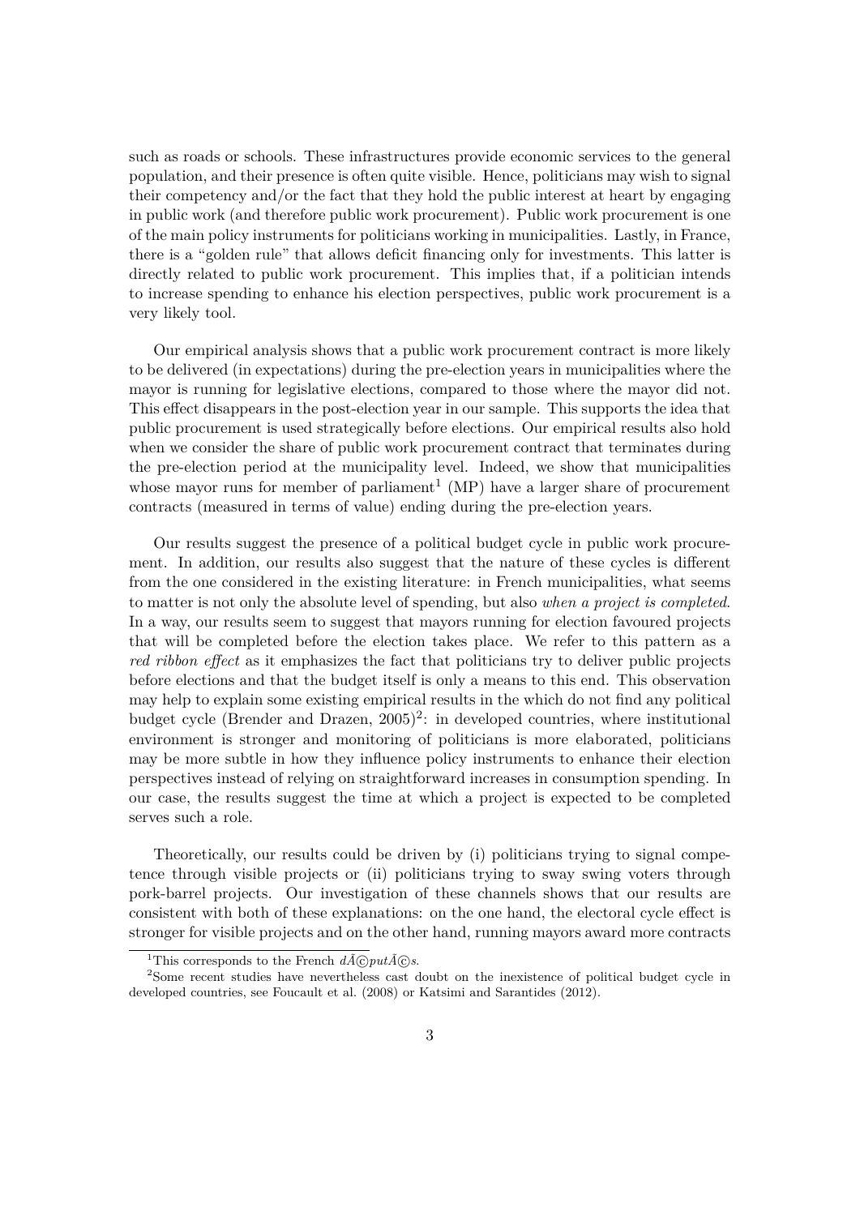such as roads or schools. These infrastructures provide economic services to the general population, and their presence is often quite visible. Hence, politicians may wish to signal their competency and/or the fact that they hold the public interest at heart by engaging in public work (and therefore public work procurement). Public work procurement is one of the main policy instruments for politicians working in municipalities. Lastly, in France, there is a "golden rule" that allows deficit financing only for investments. This latter is directly related to public work procurement. This implies that, if a politician intends to increase spending to enhance his election perspectives, public work procurement is a very likely tool.

Our empirical analysis shows that a public work procurement contract is more likely to be delivered (in expectations) during the pre-election years in municipalities where the mayor is running for legislative elections, compared to those where the mayor did not. This effect disappears in the post-election year in our sample. This supports the idea that public procurement is used strategically before elections. Our empirical results also hold when we consider the share of public work procurement contract that terminates during the pre-election period at the municipality level. Indeed, we show that municipalities whose mayor runs for member of parliament[1] (MP) have a larger share of procurement contracts (measured in terms of value) ending during the pre-election years.

Our results suggest the presence of a political budget cycle in public work procurement. In addition, our results also suggest that the nature of these cycles is different from the one considered in the existing literature: in French municipalities, what seems to matter is not only the absolute level of spending, but also *when a project is completed*. In a way, our results seem to suggest that mayors running for election favoured projects that will be completed before the election takes place. We refer to this pattern as a *red ribbon effect* as it emphasizes the fact that politicians try to deliver public projects before elections and that the budget itself is only a means to this end. This observation may help to explain some existing empirical results in the which do not find any political budget cycle (Brender and Drazen, 2005)[2]: in developed countries, where institutional environment is stronger and monitoring of politicians is more elaborated, politicians may be more subtle in how they influence policy instruments to enhance their election perspectives instead of relying on straightforward increases in consumption spending. In our case, the results suggest the time at which a project is expected to be completed serves such a role.

Theoretically, our results could be driven by (i) politicians trying to signal competence through visible projects or (ii) politicians trying to sway swing voters through pork-barrel projects. Our investigation of these channels shows that our results are consistent with both of these explanations: on the one hand, the electoral cycle effect is stronger for visible projects and on the other hand, running mayors award more contracts

[1] This corresponds to the French *dÃ©putÃ©s*.

[2] Some recent studies have nevertheless cast doubt on the inexistence of political budget cycle in developed countries, see Foucault et al. (2008) or Katsimi and Sarantides (2012).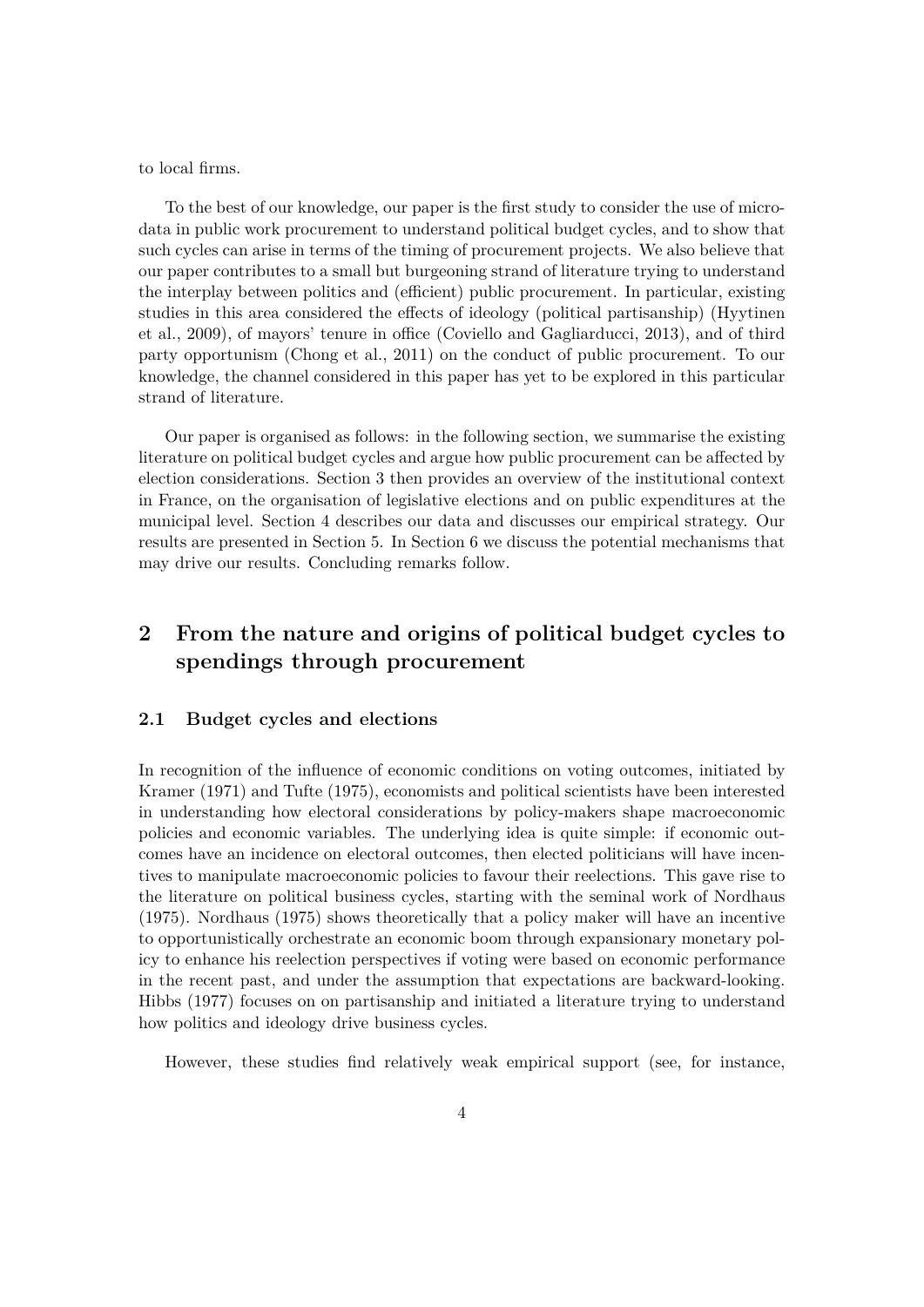to local firms.

To the best of our knowledge, our paper is the first study to consider the use of micro-data in public work procurement to understand political budget cycles, and to show that such cycles can arise in terms of the timing of procurement projects. We also believe that our paper contributes to a small but burgeoning strand of literature trying to understand the interplay between politics and (efficient) public procurement. In particular, existing studies in this area considered the effects of ideology (political partisanship) (Hyytinen et al., 2009), of mayors' tenure in office (Coviello and Gagliarducci, 2013), and of third party opportunism (Chong et al., 2011) on the conduct of public procurement. To our knowledge, the channel considered in this paper has yet to be explored in this particular strand of literature.

Our paper is organised as follows: in the following section, we summarise the existing literature on political budget cycles and argue how public procurement can be affected by election considerations. Section 3 then provides an overview of the institutional context in France, on the organisation of legislative elections and on public expenditures at the municipal level. Section 4 describes our data and discusses our empirical strategy. Our results are presented in Section 5. In Section 6 we discuss the potential mechanisms that may drive our results. Concluding remarks follow.

## 2 From the nature and origins of political budget cycles to spendings through procurement

### 2.1 Budget cycles and elections

In recognition of the influence of economic conditions on voting outcomes, initiated by Kramer (1971) and Tufte (1975), economists and political scientists have been interested in understanding how electoral considerations by policy-makers shape macroeconomic policies and economic variables. The underlying idea is quite simple: if economic outcomes have an incidence on electoral outcomes, then elected politicians will have incentives to manipulate macroeconomic policies to favour their reelections. This gave rise to the literature on political business cycles, starting with the seminal work of Nordhaus (1975). Nordhaus (1975) shows theoretically that a policy maker will have an incentive to opportunistically orchestrate an economic boom through expansionary monetary policy to enhance his reelection perspectives if voting were based on economic performance in the recent past, and under the assumption that expectations are backward-looking. Hibbs (1977) focuses on on partisanship and initiated a literature trying to understand how politics and ideology drive business cycles.

However, these studies find relatively weak empirical support (see, for instance,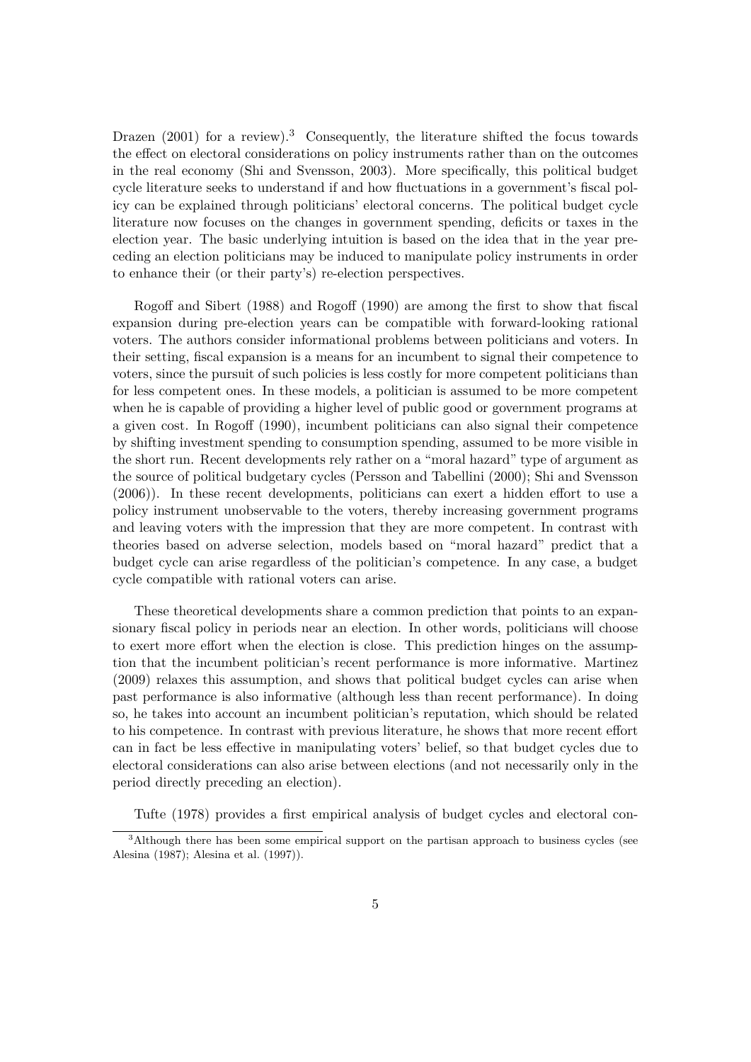Drazen (2001) for a review).[3] Consequently, the literature shifted the focus towards the effect on electoral considerations on policy instruments rather than on the outcomes in the real economy (Shi and Svensson, 2003). More specifically, this political budget cycle literature seeks to understand if and how fluctuations in a government's fiscal policy can be explained through politicians' electoral concerns. The political budget cycle literature now focuses on the changes in government spending, deficits or taxes in the election year. The basic underlying intuition is based on the idea that in the year preceding an election politicians may be induced to manipulate policy instruments in order to enhance their (or their party's) re-election perspectives.

Rogoff and Sibert (1988) and Rogoff (1990) are among the first to show that fiscal expansion during pre-election years can be compatible with forward-looking rational voters. The authors consider informational problems between politicians and voters. In their setting, fiscal expansion is a means for an incumbent to signal their competence to voters, since the pursuit of such policies is less costly for more competent politicians than for less competent ones. In these models, a politician is assumed to be more competent when he is capable of providing a higher level of public good or government programs at a given cost. In Rogoff (1990), incumbent politicians can also signal their competence by shifting investment spending to consumption spending, assumed to be more visible in the short run. Recent developments rely rather on a "moral hazard" type of argument as the source of political budgetary cycles (Persson and Tabellini (2000); Shi and Svensson (2006)). In these recent developments, politicians can exert a hidden effort to use a policy instrument unobservable to the voters, thereby increasing government programs and leaving voters with the impression that they are more competent. In contrast with theories based on adverse selection, models based on "moral hazard" predict that a budget cycle can arise regardless of the politician's competence. In any case, a budget cycle compatible with rational voters can arise.

These theoretical developments share a common prediction that points to an expansionary fiscal policy in periods near an election. In other words, politicians will choose to exert more effort when the election is close. This prediction hinges on the assumption that the incumbent politician's recent performance is more informative. Martinez (2009) relaxes this assumption, and shows that political budget cycles can arise when past performance is also informative (although less than recent performance). In doing so, he takes into account an incumbent politician's reputation, which should be related to his competence. In contrast with previous literature, he shows that more recent effort can in fact be less effective in manipulating voters' belief, so that budget cycles due to electoral considerations can also arise between elections (and not necessarily only in the period directly preceding an election).

Tufte (1978) provides a first empirical analysis of budget cycles and electoral con-

[3] Although there has been some empirical support on the partisan approach to business cycles (see Alesina (1987); Alesina et al. (1997)).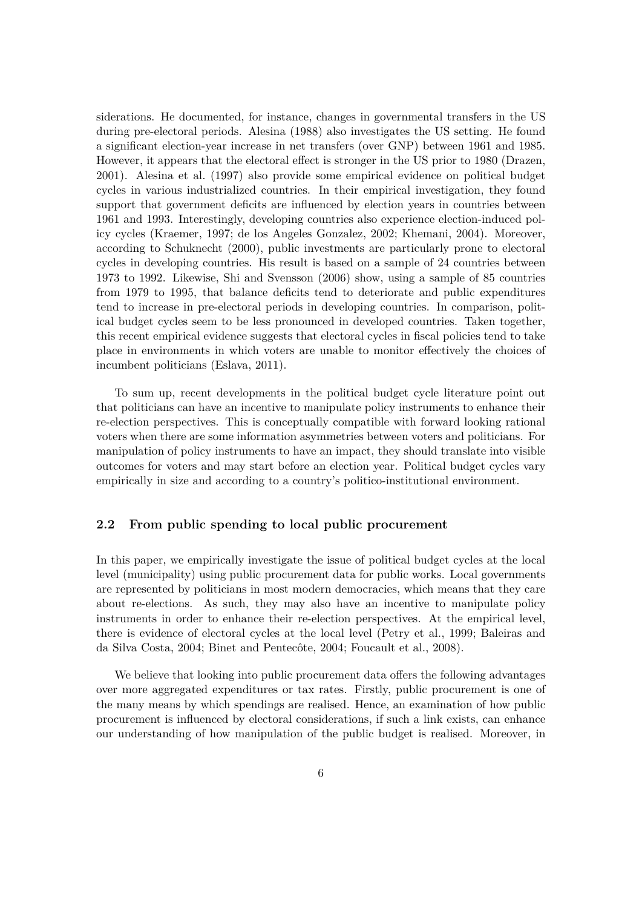siderations. He documented, for instance, changes in governmental transfers in the US during pre-electoral periods. Alesina (1988) also investigates the US setting. He found a significant election-year increase in net transfers (over GNP) between 1961 and 1985. However, it appears that the electoral effect is stronger in the US prior to 1980 (Drazen, 2001). Alesina et al. (1997) also provide some empirical evidence on political budget cycles in various industrialized countries. In their empirical investigation, they found support that government deficits are influenced by election years in countries between 1961 and 1993. Interestingly, developing countries also experience election-induced policy cycles (Kraemer, 1997; de los Angeles Gonzalez, 2002; Khemani, 2004). Moreover, according to Schuknecht (2000), public investments are particularly prone to electoral cycles in developing countries. His result is based on a sample of 24 countries between 1973 to 1992. Likewise, Shi and Svensson (2006) show, using a sample of 85 countries from 1979 to 1995, that balance deficits tend to deteriorate and public expenditures tend to increase in pre-electoral periods in developing countries. In comparison, political budget cycles seem to be less pronounced in developed countries. Taken together, this recent empirical evidence suggests that electoral cycles in fiscal policies tend to take place in environments in which voters are unable to monitor effectively the choices of incumbent politicians (Eslava, 2011).

To sum up, recent developments in the political budget cycle literature point out that politicians can have an incentive to manipulate policy instruments to enhance their re-election perspectives. This is conceptually compatible with forward looking rational voters when there are some information asymmetries between voters and politicians. For manipulation of policy instruments to have an impact, they should translate into visible outcomes for voters and may start before an election year. Political budget cycles vary empirically in size and according to a country's politico-institutional environment.

### 2.2 From public spending to local public procurement

In this paper, we empirically investigate the issue of political budget cycles at the local level (municipality) using public procurement data for public works. Local governments are represented by politicians in most modern democracies, which means that they care about re-elections. As such, they may also have an incentive to manipulate policy instruments in order to enhance their re-election perspectives. At the empirical level, there is evidence of electoral cycles at the local level (Petry et al., 1999; Baleiras and da Silva Costa, 2004; Binet and Pentecôte, 2004; Foucault et al., 2008).

We believe that looking into public procurement data offers the following advantages over more aggregated expenditures or tax rates. Firstly, public procurement is one of the many means by which spendings are realised. Hence, an examination of how public procurement is influenced by electoral considerations, if such a link exists, can enhance our understanding of how manipulation of the public budget is realised. Moreover, in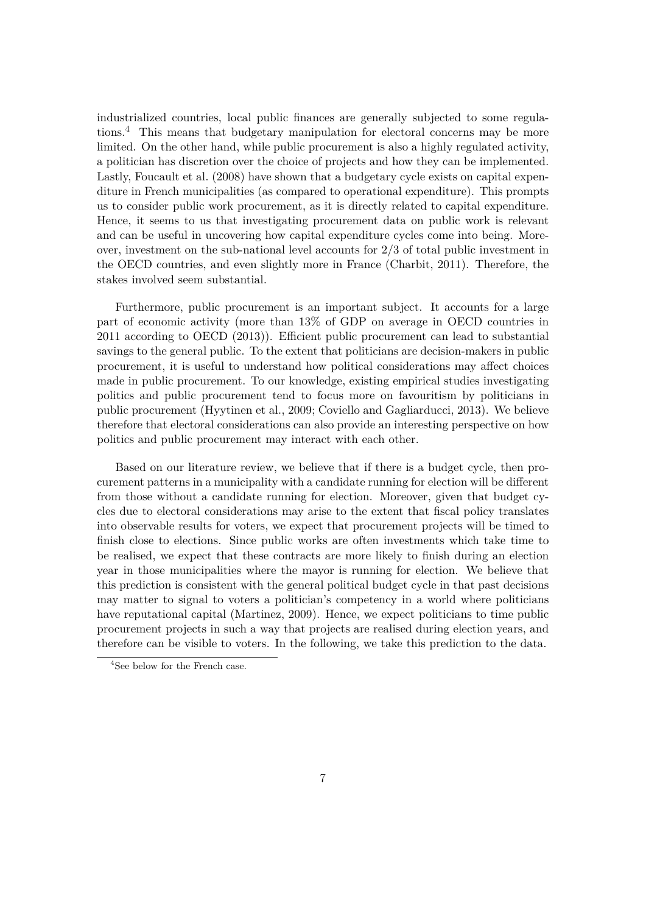industrialized countries, local public finances are generally subjected to some regulations.[4] This means that budgetary manipulation for electoral concerns may be more limited. On the other hand, while public procurement is also a highly regulated activity, a politician has discretion over the choice of projects and how they can be implemented. Lastly, Foucault et al. (2008) have shown that a budgetary cycle exists on capital expenditure in French municipalities (as compared to operational expenditure). This prompts us to consider public work procurement, as it is directly related to capital expenditure. Hence, it seems to us that investigating procurement data on public work is relevant and can be useful in uncovering how capital expenditure cycles come into being. Moreover, investment on the sub-national level accounts for 2/3 of total public investment in the OECD countries, and even slightly more in France (Charbit, 2011). Therefore, the stakes involved seem substantial.

Furthermore, public procurement is an important subject. It accounts for a large part of economic activity (more than 13% of GDP on average in OECD countries in 2011 according to OECD (2013)). Efficient public procurement can lead to substantial savings to the general public. To the extent that politicians are decision-makers in public procurement, it is useful to understand how political considerations may affect choices made in public procurement. To our knowledge, existing empirical studies investigating politics and public procurement tend to focus more on favouritism by politicians in public procurement (Hyytinen et al., 2009; Coviello and Gagliarducci, 2013). We believe therefore that electoral considerations can also provide an interesting perspective on how politics and public procurement may interact with each other.

Based on our literature review, we believe that if there is a budget cycle, then procurement patterns in a municipality with a candidate running for election will be different from those without a candidate running for election. Moreover, given that budget cycles due to electoral considerations may arise to the extent that fiscal policy translates into observable results for voters, we expect that procurement projects will be timed to finish close to elections. Since public works are often investments which take time to be realised, we expect that these contracts are more likely to finish during an election year in those municipalities where the mayor is running for election. We believe that this prediction is consistent with the general political budget cycle in that past decisions may matter to signal to voters a politician's competency in a world where politicians have reputational capital (Martinez, 2009). Hence, we expect politicians to time public procurement projects in such a way that projects are realised during election years, and therefore can be visible to voters. In the following, we take this prediction to the data.

[4]See below for the French case.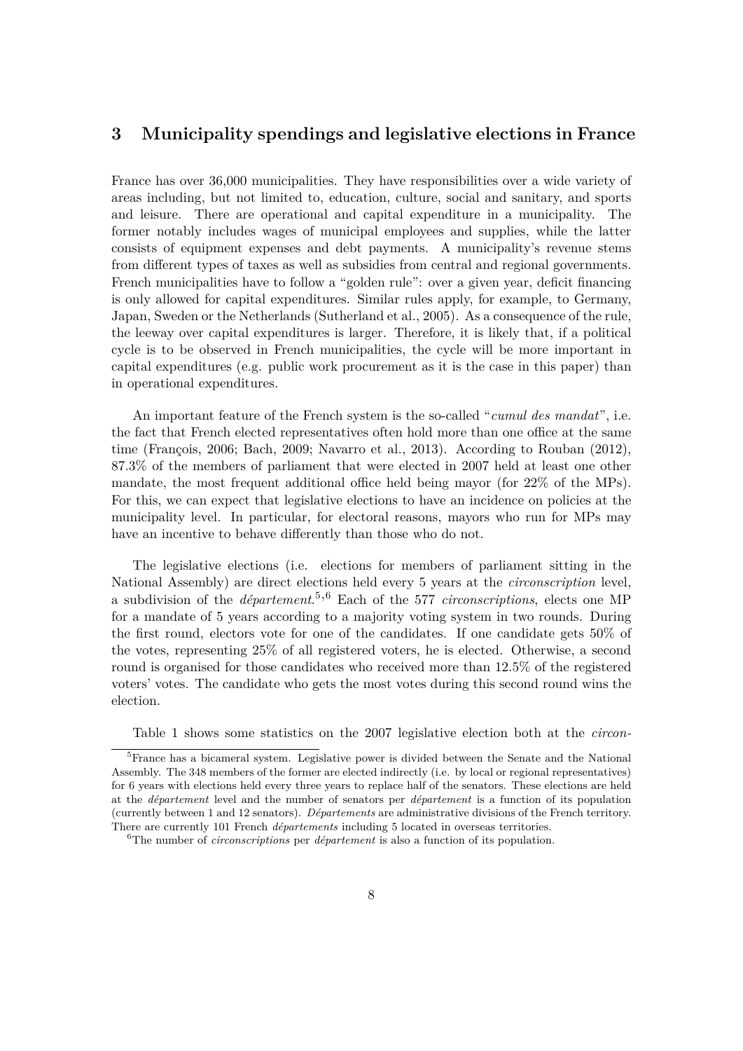## 3 Municipality spendings and legislative elections in France

France has over 36,000 municipalities. They have responsibilities over a wide variety of areas including, but not limited to, education, culture, social and sanitary, and sports and leisure. There are operational and capital expenditure in a municipality. The former notably includes wages of municipal employees and supplies, while the latter consists of equipment expenses and debt payments. A municipality's revenue stems from different types of taxes as well as subsidies from central and regional governments. French municipalities have to follow a "golden rule": over a given year, deficit financing is only allowed for capital expenditures. Similar rules apply, for example, to Germany, Japan, Sweden or the Netherlands (Sutherland et al., 2005). As a consequence of the rule, the leeway over capital expenditures is larger. Therefore, it is likely that, if a political cycle is to be observed in French municipalities, the cycle will be more important in capital expenditures (e.g. public work procurement as it is the case in this paper) than in operational expenditures.

An important feature of the French system is the so-called "*cumul des mandat*", i.e. the fact that French elected representatives often hold more than one office at the same time (François, 2006; Bach, 2009; Navarro et al., 2013). According to Rouban (2012), 87.3% of the members of parliament that were elected in 2007 held at least one other mandate, the most frequent additional office held being mayor (for 22% of the MPs). For this, we can expect that legislative elections to have an incidence on policies at the municipality level. In particular, for electoral reasons, mayors who run for MPs may have an incentive to behave differently than those who do not.

The legislative elections (i.e. elections for members of parliament sitting in the National Assembly) are direct elections held every 5 years at the *circonscription* level, a subdivision of the *département*.[5,6] Each of the 577 *circonscriptions*, elects one MP for a mandate of 5 years according to a majority voting system in two rounds. During the first round, electors vote for one of the candidates. If one candidate gets 50% of the votes, representing 25% of all registered voters, he is elected. Otherwise, a second round is organised for those candidates who received more than 12.5% of the registered voters' votes. The candidate who gets the most votes during this second round wins the election.

Table 1 shows some statistics on the 2007 legislative election both at the *circon-*

[5]France has a bicameral system. Legislative power is divided between the Senate and the National Assembly. The 348 members of the former are elected indirectly (i.e. by local or regional representatives) for 6 years with elections held every three years to replace half of the senators. These elections are held at the *département* level and the number of senators per *département* is a function of its population (currently between 1 and 12 senators). *Départements* are administrative divisions of the French territory. There are currently 101 French *départements* including 5 located in overseas territories.

[6]The number of *circonscriptions* per *département* is also a function of its population.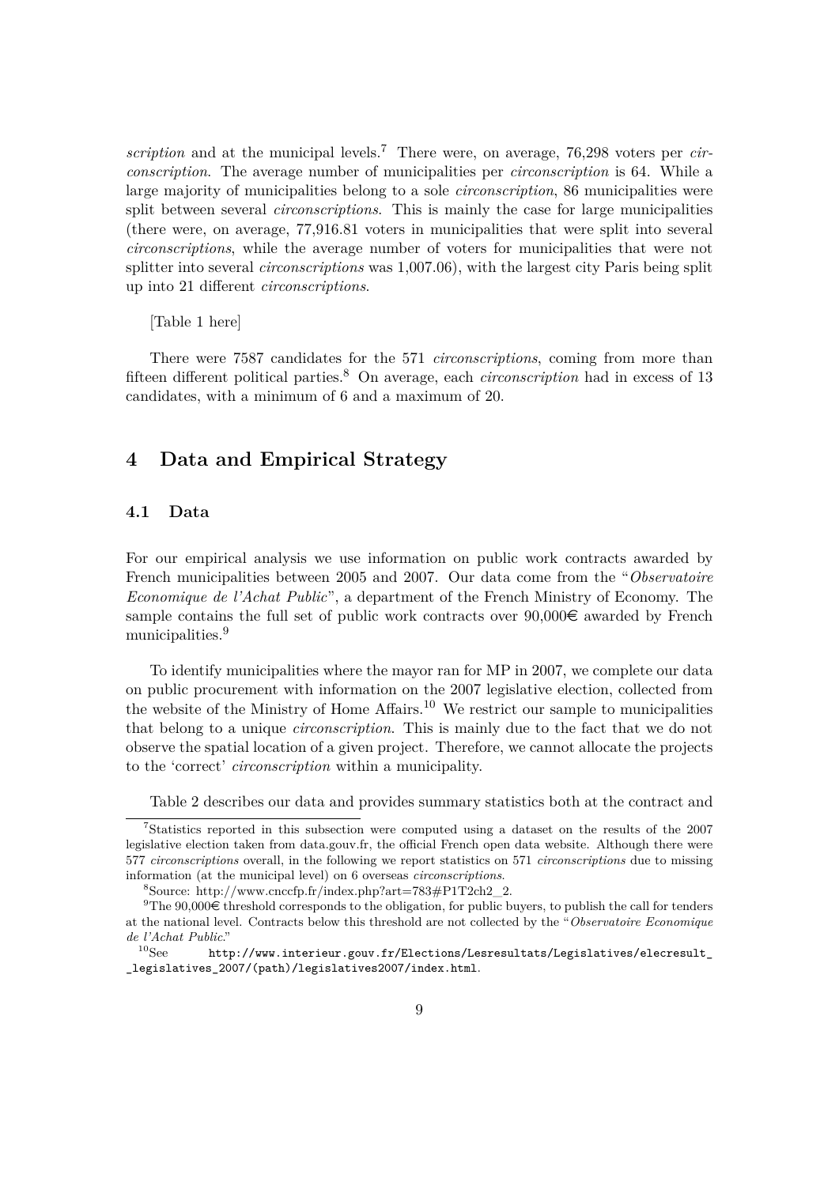*scription* and at the municipal levels.[7] There were, on average, 76,298 voters per *circonscription*. The average number of municipalities per *circonscription* is 64. While a large majority of municipalities belong to a sole *circonscription*, 86 municipalities were split between several *circonscriptions*. This is mainly the case for large municipalities (there were, on average, 77,916.81 voters in municipalities that were split into several *circonscriptions*, while the average number of voters for municipalities that were not splitter into several *circonscriptions* was 1,007.06), with the largest city Paris being split up into 21 different *circonscriptions*.

[Table 1 here]

There were 7587 candidates for the 571 *circonscriptions*, coming from more than fifteen different political parties.[8] On average, each *circonscription* had in excess of 13 candidates, with a minimum of 6 and a maximum of 20.

## 4 Data and Empirical Strategy

### 4.1 Data

For our empirical analysis we use information on public work contracts awarded by French municipalities between 2005 and 2007. Our data come from the "*Observatoire Economique de l'Achat Public*", a department of the French Ministry of Economy. The sample contains the full set of public work contracts over 90,000€ awarded by French municipalities.[9]

To identify municipalities where the mayor ran for MP in 2007, we complete our data on public procurement with information on the 2007 legislative election, collected from the website of the Ministry of Home Affairs.[10] We restrict our sample to municipalities that belong to a unique *circonscription*. This is mainly due to the fact that we do not observe the spatial location of a given project. Therefore, we cannot allocate the projects to the 'correct' *circonscription* within a municipality.

Table 2 describes our data and provides summary statistics both at the contract and

---

[7] Statistics reported in this subsection were computed using a dataset on the results of the 2007 legislative election taken from data.gouv.fr, the official French open data website. Although there were 577 *circonscriptions* overall, in the following we report statistics on 571 *circonscriptions* due to missing information (at the municipal level) on 6 overseas *circonscriptions*.

[8] Source: http://www.cnccfp.fr/index.php?art=783#P1T2ch2_2.

[9] The 90,000€ threshold corresponds to the obligation, for public buyers, to publish the call for tenders at the national level. Contracts below this threshold are not collected by the "*Observatoire Economique de l'Achat Public*."

[10] See `http://www.interieur.gouv.fr/Elections/Lesresultats/Legislatives/elecresult__legislatives_2007/(path)/legislatives2007/index.html`.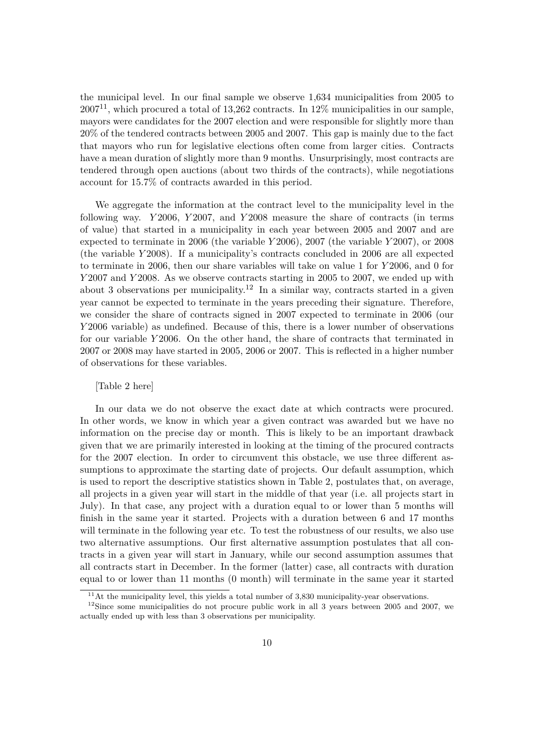the municipal level. In our final sample we observe 1,634 municipalities from 2005 to 2007[11], which procured a total of 13,262 contracts. In 12% municipalities in our sample, mayors were candidates for the 2007 election and were responsible for slightly more than 20% of the tendered contracts between 2005 and 2007. This gap is mainly due to the fact that mayors who run for legislative elections often come from larger cities. Contracts have a mean duration of slightly more than 9 months. Unsurprisingly, most contracts are tendered through open auctions (about two thirds of the contracts), while negotiations account for 15.7% of contracts awarded in this period.

We aggregate the information at the contract level to the municipality level in the following way. $Y2006$, $Y2007$, and $Y2008$ measure the share of contracts (in terms of value) that started in a municipality in each year between 2005 and 2007 and are expected to terminate in 2006 (the variable $Y2006$), 2007 (the variable $Y2007$), or 2008 (the variable $Y2008$). If a municipality's contracts concluded in 2006 are all expected to terminate in 2006, then our share variables will take on value 1 for $Y2006$, and 0 for $Y2007$ and $Y2008$. As we observe contracts starting in 2005 to 2007, we ended up with about 3 observations per municipality.[12] In a similar way, contracts started in a given year cannot be expected to terminate in the years preceding their signature. Therefore, we consider the share of contracts signed in 2007 expected to terminate in 2006 (our $Y2006$ variable) as undefined. Because of this, there is a lower number of observations for our variable $Y2006$. On the other hand, the share of contracts that terminated in 2007 or 2008 may have started in 2005, 2006 or 2007. This is reflected in a higher number of observations for these variables.

[Table 2 here]

In our data we do not observe the exact date at which contracts were procured. In other words, we know in which year a given contract was awarded but we have no information on the precise day or month. This is likely to be an important drawback given that we are primarily interested in looking at the timing of the procured contracts for the 2007 election. In order to circumvent this obstacle, we use three different assumptions to approximate the starting date of projects. Our default assumption, which is used to report the descriptive statistics shown in Table 2, postulates that, on average, all projects in a given year will start in the middle of that year (i.e. all projects start in July). In that case, any project with a duration equal to or lower than 5 months will finish in the same year it started. Projects with a duration between 6 and 17 months will terminate in the following year etc. To test the robustness of our results, we also use two alternative assumptions. Our first alternative assumption postulates that all contracts in a given year will start in January, while our second assumption assumes that all contracts start in December. In the former (latter) case, all contracts with duration equal to or lower than 11 months (0 month) will terminate in the same year it started

[11] At the municipality level, this yields a total number of 3,830 municipality-year observations.

[12] Since some municipalities do not procure public work in all 3 years between 2005 and 2007, we actually ended up with less than 3 observations per municipality.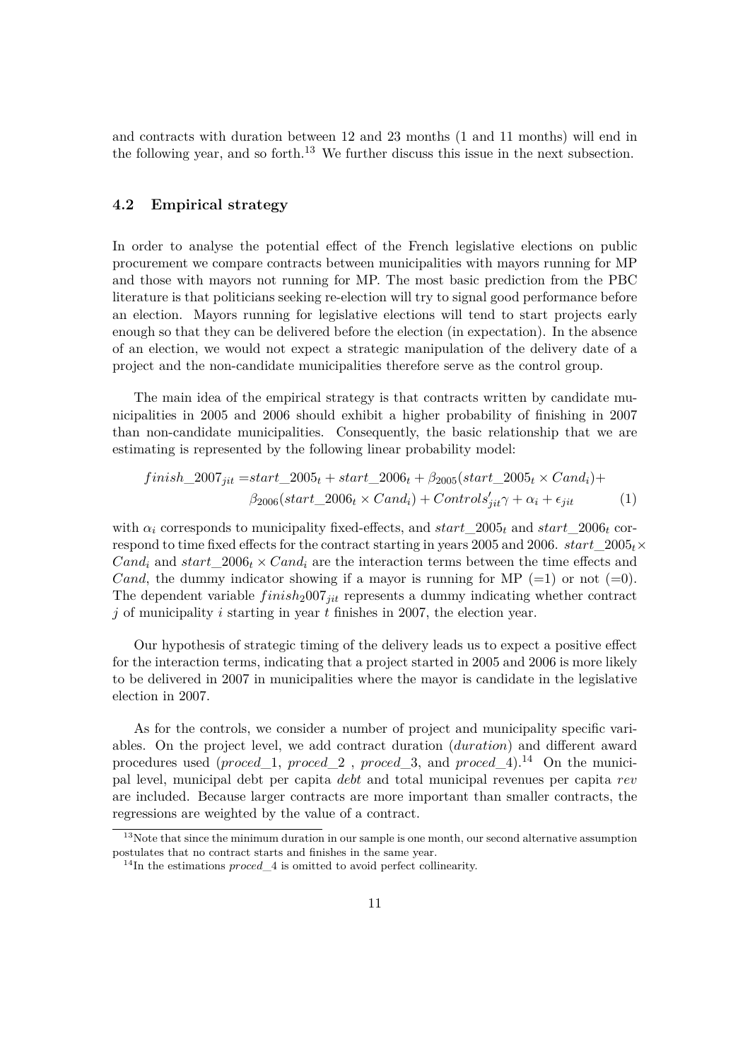and contracts with duration between 12 and 23 months (1 and 11 months) will end in the following year, and so forth.[13] We further discuss this issue in the next subsection.

### 4.2 Empirical strategy

In order to analyse the potential effect of the French legislative elections on public procurement we compare contracts between municipalities with mayors running for MP and those with mayors not running for MP. The most basic prediction from the PBC literature is that politicians seeking re-election will try to signal good performance before an election. Mayors running for legislative elections will tend to start projects early enough so that they can be delivered before the election (in expectation). In the absence of an election, we would not expect a strategic manipulation of the delivery date of a project and the non-candidate municipalities therefore serve as the control group.

The main idea of the empirical strategy is that contracts written by candidate municipalities in 2005 and 2006 should exhibit a higher probability of finishing in 2007 than non-candidate municipalities. Consequently, the basic relationship that we are estimating is represented by the following linear probability model:

$$
\begin{aligned}
finish\_2007_{jit} =& start\_2005_t + start\_2006_t + \beta_{2005}(start\_2005_t \times Cand_i) + \\
& \beta_{2006}(start\_2006_t \times Cand_i) + Controls'_{jit}\gamma + \alpha_i + \epsilon_{jit}
\end{aligned}
\tag{1}
$$

with $\alpha_i$ corresponds to municipality fixed-effects, and $start\_2005_t$ and $start\_2006_t$ correspond to time fixed effects for the contract starting in years 2005 and 2006. $start\_2005_t \times Cand_i$ and $start\_2006_t \times Cand_i$ are the interaction terms between the time effects and $Cand$, the dummy indicator showing if a mayor is running for MP (=1) or not (=0). The dependent variable $finish_2007_{jit}$ represents a dummy indicating whether contract $j$ of municipality $i$ starting in year $t$ finishes in 2007, the election year.

Our hypothesis of strategic timing of the delivery leads us to expect a positive effect for the interaction terms, indicating that a project started in 2005 and 2006 is more likely to be delivered in 2007 in municipalities where the mayor is candidate in the legislative election in 2007.

As for the controls, we consider a number of project and municipality specific variables. On the project level, we add contract duration (*duration*) and different award procedures used (*proced_1*, *proced_2* , *proced_3*, and *proced_4*).[14] On the municipal level, municipal debt per capita *debt* and total municipal revenues per capita *rev* are included. Because larger contracts are more important than smaller contracts, the regressions are weighted by the value of a contract.

[13] Note that since the minimum duration in our sample is one month, our second alternative assumption postulates that no contract starts and finishes in the same year.

[14] In the estimations *proced_4* is omitted to avoid perfect collinearity.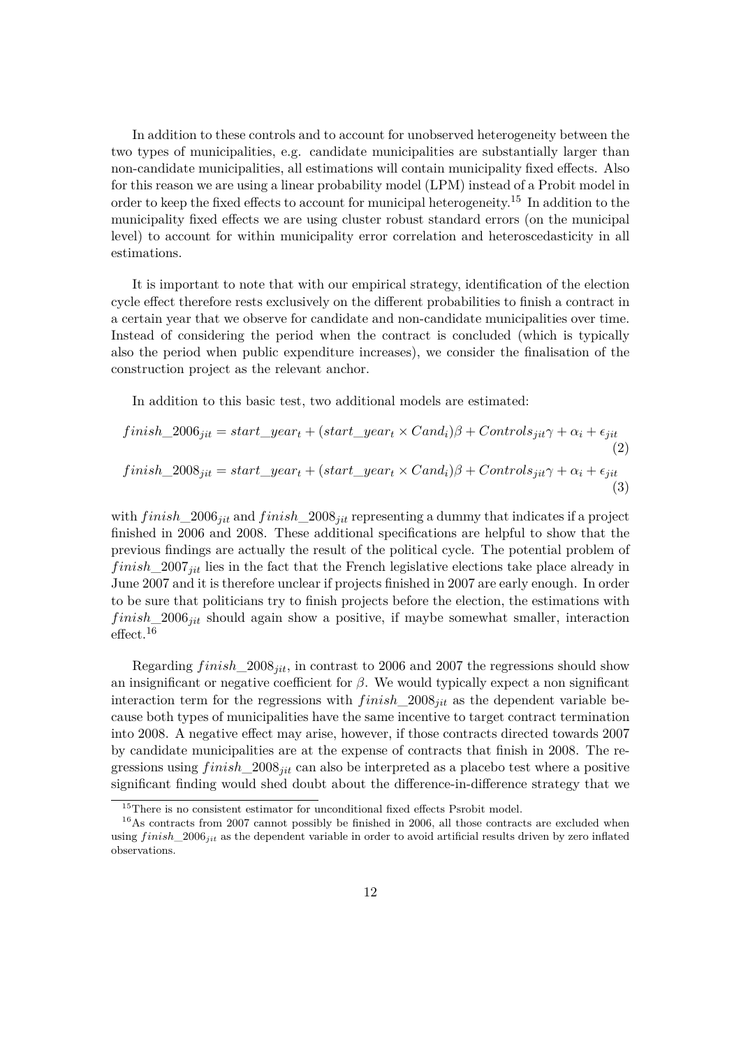In addition to these controls and to account for unobserved heterogeneity between the two types of municipalities, e.g. candidate municipalities are substantially larger than non-candidate municipalities, all estimations will contain municipality fixed effects. Also for this reason we are using a linear probability model (LPM) instead of a Probit model in order to keep the fixed effects to account for municipal heterogeneity.[15] In addition to the municipality fixed effects we are using cluster robust standard errors (on the municipal level) to account for within municipality error correlation and heteroscedasticity in all estimations.

It is important to note that with our empirical strategy, identification of the election cycle effect therefore rests exclusively on the different probabilities to finish a contract in a certain year that we observe for candidate and non-candidate municipalities over time. Instead of considering the period when the contract is concluded (which is typically also the period when public expenditure increases), we consider the finalisation of the construction project as the relevant anchor.

In addition to this basic test, two additional models are estimated:

$$finish\_2006_{jit} = start\_year_t + (start\_year_t \times Cand_i)\beta + Controls_{jit}\gamma + \alpha_i + \epsilon_{jit} \tag{2}$$

$$finish\_2008_{jit} = start\_year_t + (start\_year_t \times Cand_i)\beta + Controls_{jit}\gamma + \alpha_i + \epsilon_{jit} \tag{3}$$

with $finish\_2006_{jit}$ and $finish\_2008_{jit}$ representing a dummy that indicates if a project finished in 2006 and 2008. These additional specifications are helpful to show that the previous findings are actually the result of the political cycle. The potential problem of $finish\_2007_{jit}$ lies in the fact that the French legislative elections take place already in June 2007 and it is therefore unclear if projects finished in 2007 are early enough. In order to be sure that politicians try to finish projects before the election, the estimations with $finish\_2006_{jit}$ should again show a positive, if maybe somewhat smaller, interaction effect.[16]

Regarding $finish\_2008_{jit}$, in contrast to 2006 and 2007 the regressions should show an insignificant or negative coefficient for $\beta$. We would typically expect a non significant interaction term for the regressions with $finish\_2008_{jit}$ as the dependent variable because both types of municipalities have the same incentive to target contract termination into 2008. A negative effect may arise, however, if those contracts directed towards 2007 by candidate municipalities are at the expense of contracts that finish in 2008. The regressions using $finish\_2008_{jit}$ can also be interpreted as a placebo test where a positive significant finding would shed doubt about the difference-in-difference strategy that we

[15] There is no consistent estimator for unconditional fixed effects Psrobit model.

[16] As contracts from 2007 cannot possibly be finished in 2006, all those contracts are excluded when using $finish\_2006_{jit}$ as the dependent variable in order to avoid artificial results driven by zero inflated observations.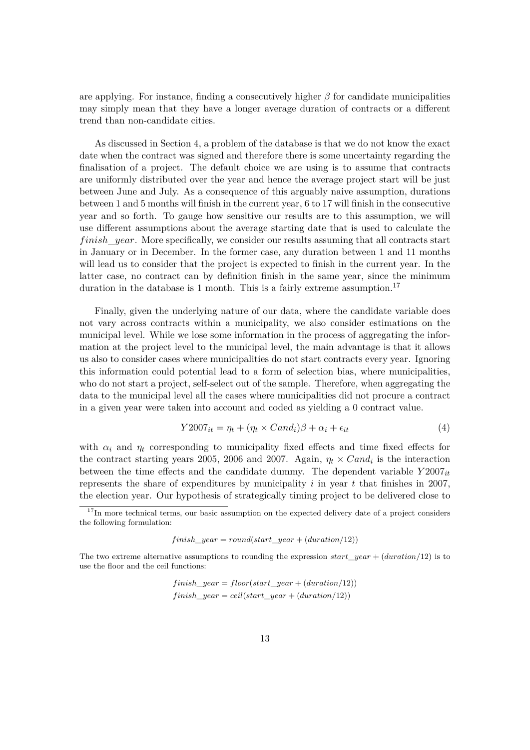are applying. For instance, finding a consecutively higher $\beta$ for candidate municipalities may simply mean that they have a longer average duration of contracts or a different trend than non-candidate cities.

As discussed in Section 4, a problem of the database is that we do not know the exact date when the contract was signed and therefore there is some uncertainty regarding the finalisation of a project. The default choice we are using is to assume that contracts are uniformly distributed over the year and hence the average project start will be just between June and July. As a consequence of this arguably naive assumption, durations between 1 and 5 months will finish in the current year, 6 to 17 will finish in the consecutive year and so forth. To gauge how sensitive our results are to this assumption, we will use different assumptions about the average starting date that is used to calculate the $finish\_year$. More specifically, we consider our results assuming that all contracts start in January or in December. In the former case, any duration between 1 and 11 months will lead us to consider that the project is expected to finish in the current year. In the latter case, no contract can by definition finish in the same year, since the minimum duration in the database is 1 month. This is a fairly extreme assumption.[17]

Finally, given the underlying nature of our data, where the candidate variable does not vary across contracts within a municipality, we also consider estimations on the municipal level. While we lose some information in the process of aggregating the information at the project level to the municipal level, the main advantage is that it allows us also to consider cases where municipalities do not start contracts every year. Ignoring this information could potential lead to a form of selection bias, where municipalities, who do not start a project, self-select out of the sample. Therefore, when aggregating the data to the municipal level all the cases where municipalities did not procure a contract in a given year were taken into account and coded as yielding a 0 contract value.

$$Y2007_{it} = \eta_t + (\eta_t \times Cand_i)\beta + \alpha_i + \epsilon_{it} \tag{4}$$

with $\alpha_i$ and $\eta_t$ corresponding to municipality fixed effects and time fixed effects for the contract starting years 2005, 2006 and 2007. Again, $\eta_t \times Cand_i$ is the interaction between the time effects and the candidate dummy. The dependent variable $Y2007_{it}$ represents the share of expenditures by municipality $i$ in year $t$ that finishes in 2007, the election year. Our hypothesis of strategically timing project to be delivered close to

[17] In more technical terms, our basic assumption on the expected delivery date of a project considers the following formulation:

$$finish\_year = round(start\_year + (duration/12))$$

The two extreme alternative assumptions to rounding the expression $start\_year + (duration/12)$ is to use the floor and the ceil functions:

$$finish\_year = floor(start\_year + (duration/12))$$
$$finish\_year = ceil(start\_year + (duration/12))$$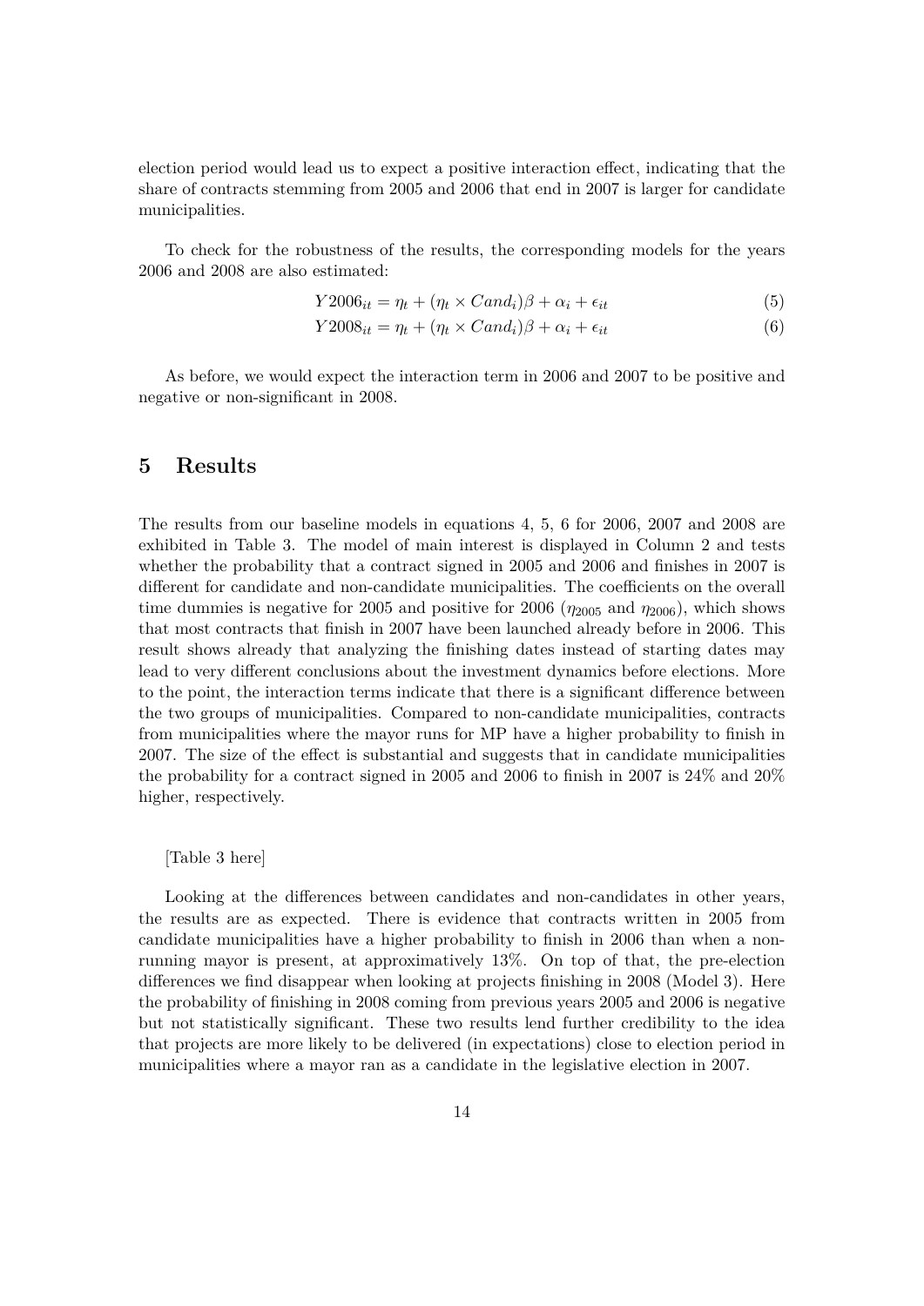election period would lead us to expect a positive interaction effect, indicating that the share of contracts stemming from 2005 and 2006 that end in 2007 is larger for candidate municipalities.

To check for the robustness of the results, the corresponding models for the years 2006 and 2008 are also estimated:

$$Y2006_{it} = \eta_t + (\eta_t \times Cand_i)\beta + \alpha_i + \epsilon_{it} \tag{5}$$

$$Y2008_{it} = \eta_t + (\eta_t \times Cand_i)\beta + \alpha_i + \epsilon_{it} \tag{6}$$

As before, we would expect the interaction term in 2006 and 2007 to be positive and negative or non-significant in 2008.

# 5 Results

The results from our baseline models in equations 4, 5, 6 for 2006, 2007 and 2008 are exhibited in Table 3. The model of main interest is displayed in Column 2 and tests whether the probability that a contract signed in 2005 and 2006 and finishes in 2007 is different for candidate and non-candidate municipalities. The coefficients on the overall time dummies is negative for 2005 and positive for 2006 ($\eta_{2005}$ and $\eta_{2006}$), which shows that most contracts that finish in 2007 have been launched already before in 2006. This result shows already that analyzing the finishing dates instead of starting dates may lead to very different conclusions about the investment dynamics before elections. More to the point, the interaction terms indicate that there is a significant difference between the two groups of municipalities. Compared to non-candidate municipalities, contracts from municipalities where the mayor runs for MP have a higher probability to finish in 2007. The size of the effect is substantial and suggests that in candidate municipalities the probability for a contract signed in 2005 and 2006 to finish in 2007 is 24% and 20% higher, respectively.

[Table 3 here]

Looking at the differences between candidates and non-candidates in other years, the results are as expected. There is evidence that contracts written in 2005 from candidate municipalities have a higher probability to finish in 2006 than when a non-running mayor is present, at approximatively 13%. On top of that, the pre-election differences we find disappear when looking at projects finishing in 2008 (Model 3). Here the probability of finishing in 2008 coming from previous years 2005 and 2006 is negative but not statistically significant. These two results lend further credibility to the idea that projects are more likely to be delivered (in expectations) close to election period in municipalities where a mayor ran as a candidate in the legislative election in 2007.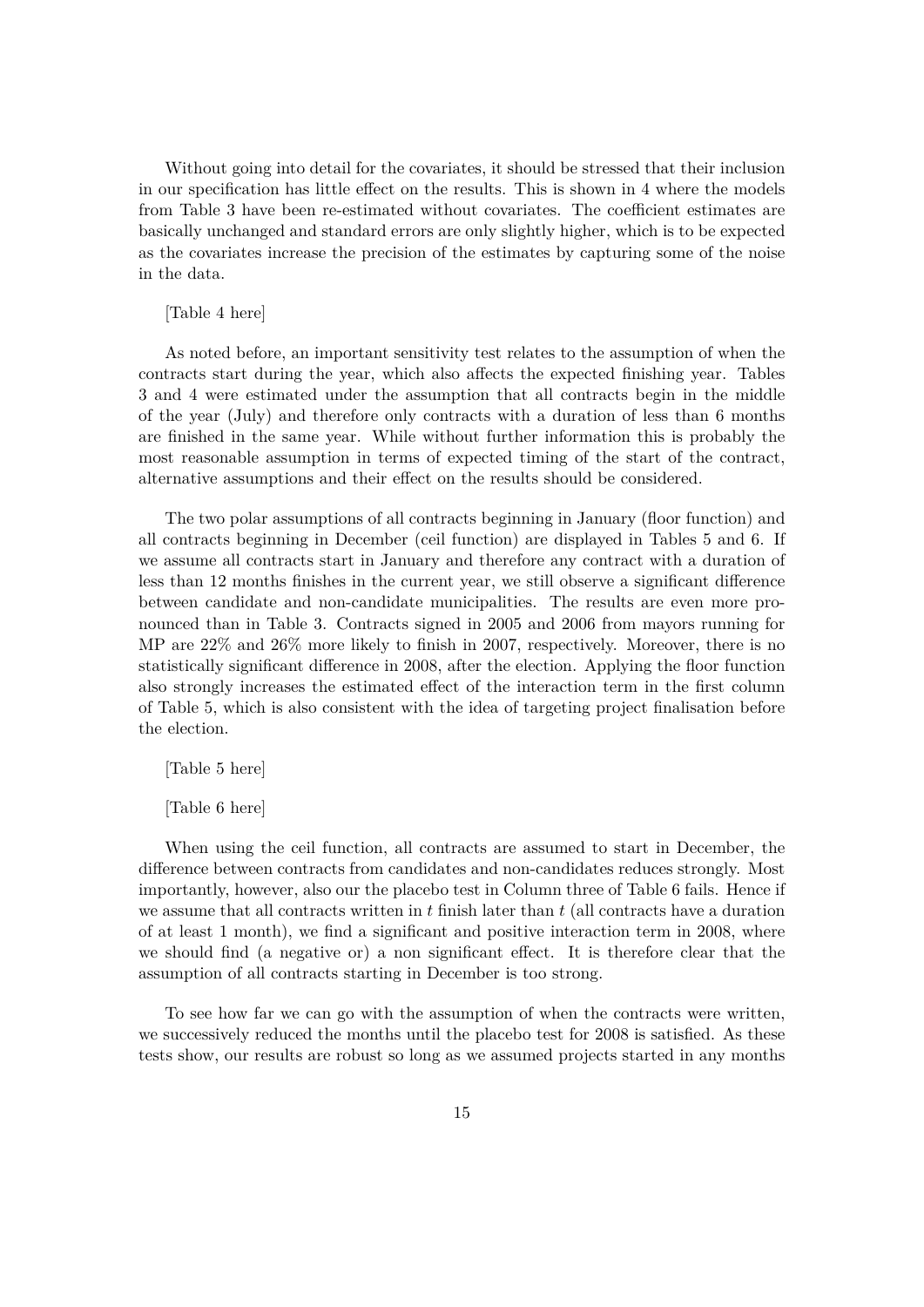Without going into detail for the covariates, it should be stressed that their inclusion in our specification has little effect on the results. This is shown in 4 where the models from Table 3 have been re-estimated without covariates. The coefficient estimates are basically unchanged and standard errors are only slightly higher, which is to be expected as the covariates increase the precision of the estimates by capturing some of the noise in the data.

[Table 4 here]

As noted before, an important sensitivity test relates to the assumption of when the contracts start during the year, which also affects the expected finishing year. Tables 3 and 4 were estimated under the assumption that all contracts begin in the middle of the year (July) and therefore only contracts with a duration of less than 6 months are finished in the same year. While without further information this is probably the most reasonable assumption in terms of expected timing of the start of the contract, alternative assumptions and their effect on the results should be considered.

The two polar assumptions of all contracts beginning in January (floor function) and all contracts beginning in December (ceil function) are displayed in Tables 5 and 6. If we assume all contracts start in January and therefore any contract with a duration of less than 12 months finishes in the current year, we still observe a significant difference between candidate and non-candidate municipalities. The results are even more pronounced than in Table 3. Contracts signed in 2005 and 2006 from mayors running for MP are 22% and 26% more likely to finish in 2007, respectively. Moreover, there is no statistically significant difference in 2008, after the election. Applying the floor function also strongly increases the estimated effect of the interaction term in the first column of Table 5, which is also consistent with the idea of targeting project finalisation before the election.

[Table 5 here]

[Table 6 here]

When using the ceil function, all contracts are assumed to start in December, the difference between contracts from candidates and non-candidates reduces strongly. Most importantly, however, also our the placebo test in Column three of Table 6 fails. Hence if we assume that all contracts written in $t$ finish later than $t$ (all contracts have a duration of at least 1 month), we find a significant and positive interaction term in 2008, where we should find (a negative or) a non significant effect. It is therefore clear that the assumption of all contracts starting in December is too strong.

To see how far we can go with the assumption of when the contracts were written, we successively reduced the months until the placebo test for 2008 is satisfied. As these tests show, our results are robust so long as we assumed projects started in any months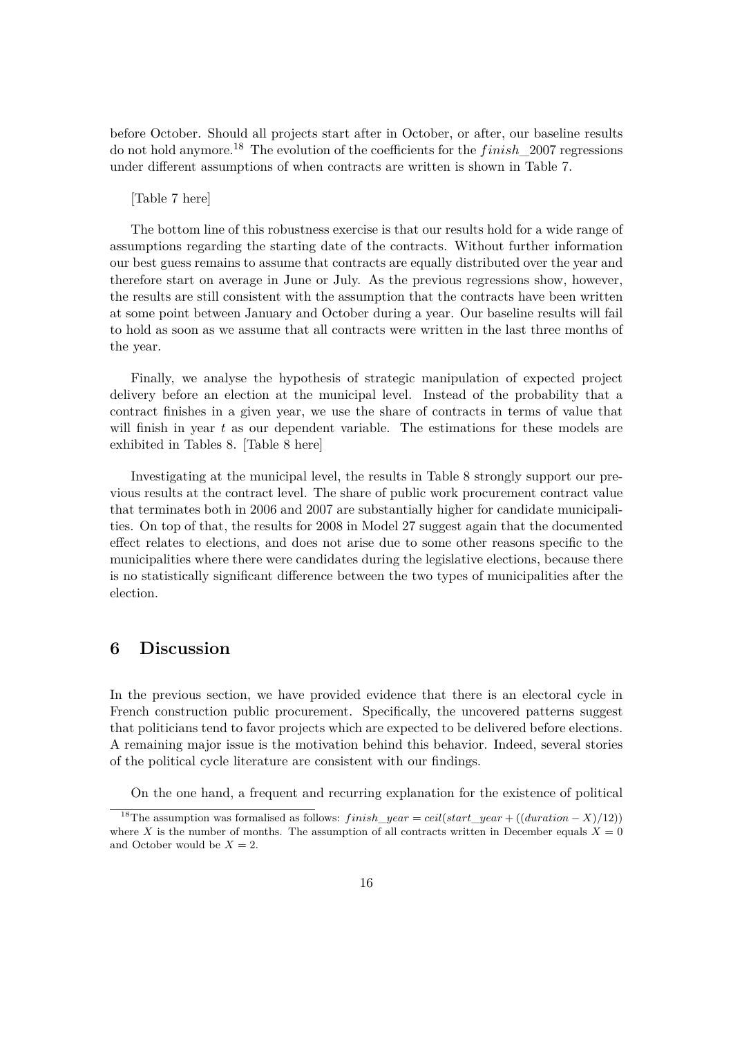before October. Should all projects start after in October, or after, our baseline results do not hold anymore.[18] The evolution of the coefficients for the $finish\_2007$ regressions under different assumptions of when contracts are written is shown in Table 7.

[Table 7 here]

The bottom line of this robustness exercise is that our results hold for a wide range of assumptions regarding the starting date of the contracts. Without further information our best guess remains to assume that contracts are equally distributed over the year and therefore start on average in June or July. As the previous regressions show, however, the results are still consistent with the assumption that the contracts have been written at some point between January and October during a year. Our baseline results will fail to hold as soon as we assume that all contracts were written in the last three months of the year.

Finally, we analyse the hypothesis of strategic manipulation of expected project delivery before an election at the municipal level. Instead of the probability that a contract finishes in a given year, we use the share of contracts in terms of value that will finish in year $t$ as our dependent variable. The estimations for these models are exhibited in Tables 8. [Table 8 here]

Investigating at the municipal level, the results in Table 8 strongly support our previous results at the contract level. The share of public work procurement contract value that terminates both in 2006 and 2007 are substantially higher for candidate municipalities. On top of that, the results for 2008 in Model 27 suggest again that the documented effect relates to elections, and does not arise due to some other reasons specific to the municipalities where there were candidates during the legislative elections, because there is no statistically significant difference between the two types of municipalities after the election.

## 6 Discussion

In the previous section, we have provided evidence that there is an electoral cycle in French construction public procurement. Specifically, the uncovered patterns suggest that politicians tend to favor projects which are expected to be delivered before elections. A remaining major issue is the motivation behind this behavior. Indeed, several stories of the political cycle literature are consistent with our findings.

On the one hand, a frequent and recurring explanation for the existence of political

[18] The assumption was formalised as follows: $finish\_year = ceil(start\_year + ((duration - X)/12))$ where $X$ is the number of months. The assumption of all contracts written in December equals $X = 0$ and October would be $X = 2$.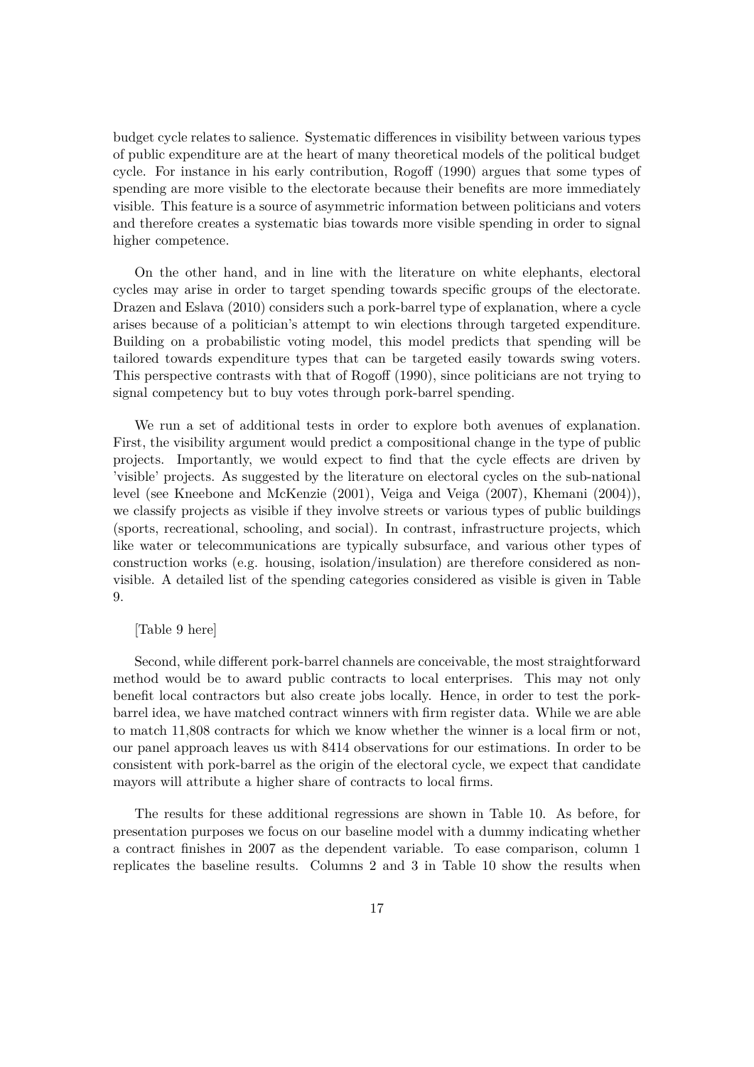budget cycle relates to salience. Systematic differences in visibility between various types of public expenditure are at the heart of many theoretical models of the political budget cycle. For instance in his early contribution, Rogoff (1990) argues that some types of spending are more visible to the electorate because their benefits are more immediately visible. This feature is a source of asymmetric information between politicians and voters and therefore creates a systematic bias towards more visible spending in order to signal higher competence.

On the other hand, and in line with the literature on white elephants, electoral cycles may arise in order to target spending towards specific groups of the electorate. Drazen and Eslava (2010) considers such a pork-barrel type of explanation, where a cycle arises because of a politician's attempt to win elections through targeted expenditure. Building on a probabilistic voting model, this model predicts that spending will be tailored towards expenditure types that can be targeted easily towards swing voters. This perspective contrasts with that of Rogoff (1990), since politicians are not trying to signal competency but to buy votes through pork-barrel spending.

We run a set of additional tests in order to explore both avenues of explanation. First, the visibility argument would predict a compositional change in the type of public projects. Importantly, we would expect to find that the cycle effects are driven by 'visible' projects. As suggested by the literature on electoral cycles on the sub-national level (see Kneebone and McKenzie (2001), Veiga and Veiga (2007), Khemani (2004)), we classify projects as visible if they involve streets or various types of public buildings (sports, recreational, schooling, and social). In contrast, infrastructure projects, which like water or telecommunications are typically subsurface, and various other types of construction works (e.g. housing, isolation/insulation) are therefore considered as non-visible. A detailed list of the spending categories considered as visible is given in Table 9.

[Table 9 here]

Second, while different pork-barrel channels are conceivable, the most straightforward method would be to award public contracts to local enterprises. This may not only benefit local contractors but also create jobs locally. Hence, in order to test the pork-barrel idea, we have matched contract winners with firm register data. While we are able to match 11,808 contracts for which we know whether the winner is a local firm or not, our panel approach leaves us with 8414 observations for our estimations. In order to be consistent with pork-barrel as the origin of the electoral cycle, we expect that candidate mayors will attribute a higher share of contracts to local firms.

The results for these additional regressions are shown in Table 10. As before, for presentation purposes we focus on our baseline model with a dummy indicating whether a contract finishes in 2007 as the dependent variable. To ease comparison, column 1 replicates the baseline results. Columns 2 and 3 in Table 10 show the results when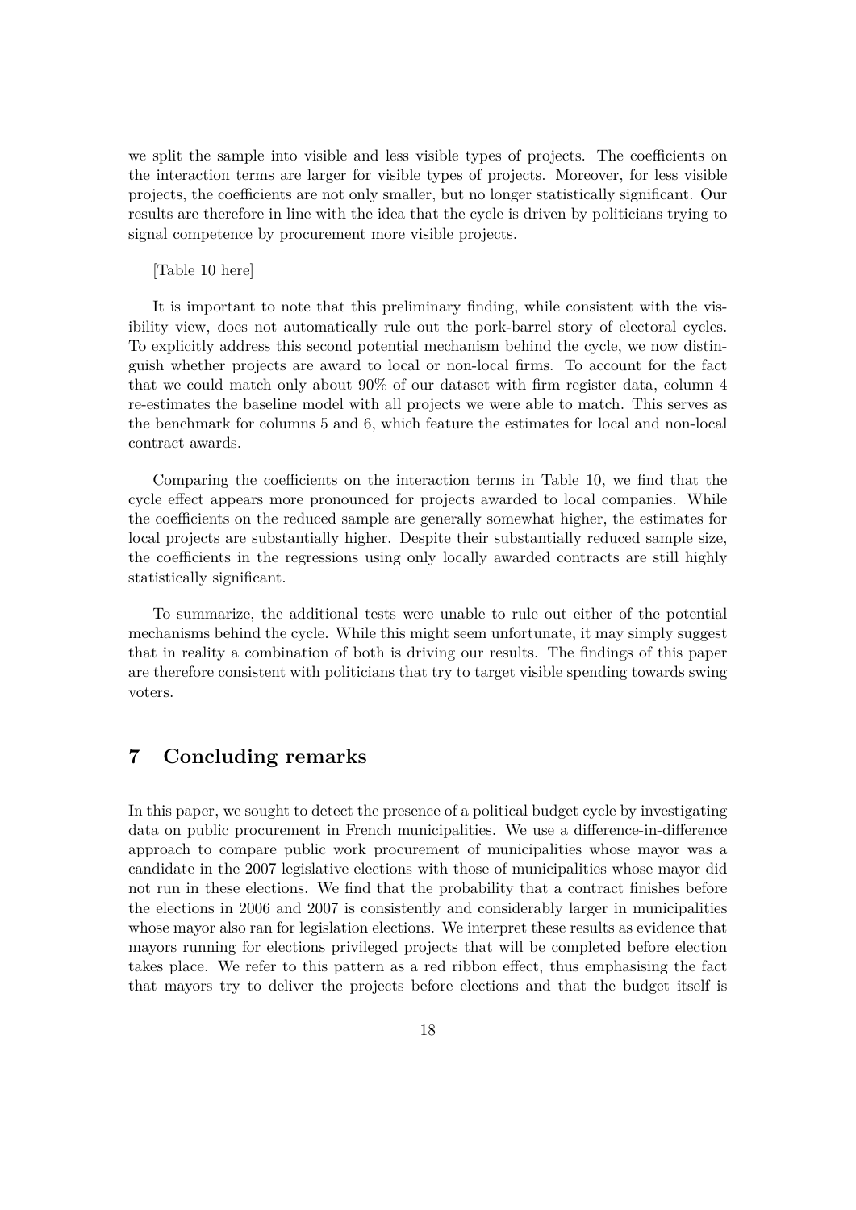we split the sample into visible and less visible types of projects. The coefficients on the interaction terms are larger for visible types of projects. Moreover, for less visible projects, the coefficients are not only smaller, but no longer statistically significant. Our results are therefore in line with the idea that the cycle is driven by politicians trying to signal competence by procurement more visible projects.

[Table 10 here]

It is important to note that this preliminary finding, while consistent with the visibility view, does not automatically rule out the pork-barrel story of electoral cycles. To explicitly address this second potential mechanism behind the cycle, we now distinguish whether projects are award to local or non-local firms. To account for the fact that we could match only about 90% of our dataset with firm register data, column 4 re-estimates the baseline model with all projects we were able to match. This serves as the benchmark for columns 5 and 6, which feature the estimates for local and non-local contract awards.

Comparing the coefficients on the interaction terms in Table 10, we find that the cycle effect appears more pronounced for projects awarded to local companies. While the coefficients on the reduced sample are generally somewhat higher, the estimates for local projects are substantially higher. Despite their substantially reduced sample size, the coefficients in the regressions using only locally awarded contracts are still highly statistically significant.

To summarize, the additional tests were unable to rule out either of the potential mechanisms behind the cycle. While this might seem unfortunate, it may simply suggest that in reality a combination of both is driving our results. The findings of this paper are therefore consistent with politicians that try to target visible spending towards swing voters.

## 7 Concluding remarks

In this paper, we sought to detect the presence of a political budget cycle by investigating data on public procurement in French municipalities. We use a difference-in-difference approach to compare public work procurement of municipalities whose mayor was a candidate in the 2007 legislative elections with those of municipalities whose mayor did not run in these elections. We find that the probability that a contract finishes before the elections in 2006 and 2007 is consistently and considerably larger in municipalities whose mayor also ran for legislation elections. We interpret these results as evidence that mayors running for elections privileged projects that will be completed before election takes place. We refer to this pattern as a red ribbon effect, thus emphasising the fact that mayors try to deliver the projects before elections and that the budget itself is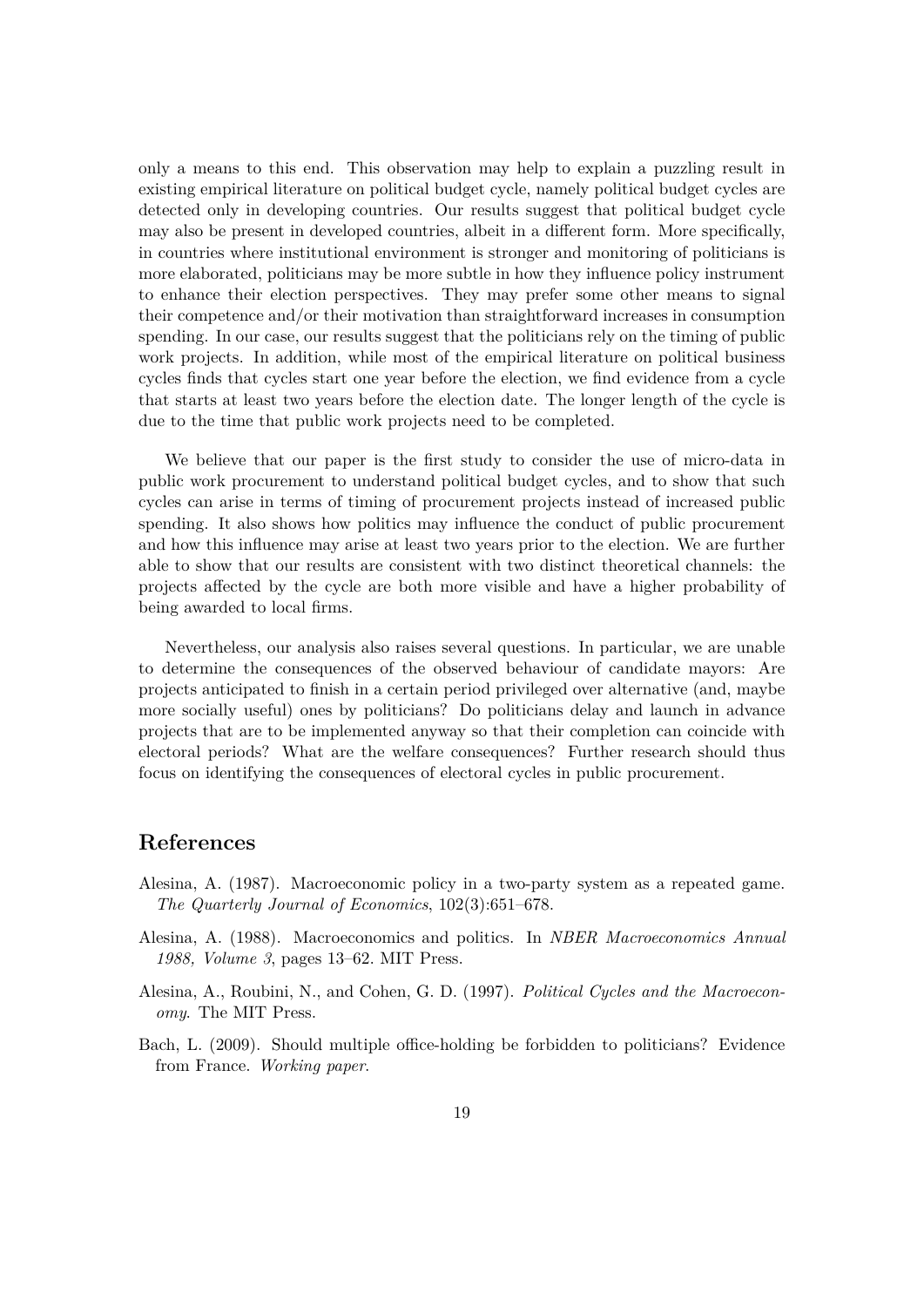only a means to this end. This observation may help to explain a puzzling result in existing empirical literature on political budget cycle, namely political budget cycles are detected only in developing countries. Our results suggest that political budget cycle may also be present in developed countries, albeit in a different form. More specifically, in countries where institutional environment is stronger and monitoring of politicians is more elaborated, politicians may be more subtle in how they influence policy instrument to enhance their election perspectives. They may prefer some other means to signal their competence and/or their motivation than straightforward increases in consumption spending. In our case, our results suggest that the politicians rely on the timing of public work projects. In addition, while most of the empirical literature on political business cycles finds that cycles start one year before the election, we find evidence from a cycle that starts at least two years before the election date. The longer length of the cycle is due to the time that public work projects need to be completed.

We believe that our paper is the first study to consider the use of micro-data in public work procurement to understand political budget cycles, and to show that such cycles can arise in terms of timing of procurement projects instead of increased public spending. It also shows how politics may influence the conduct of public procurement and how this influence may arise at least two years prior to the election. We are further able to show that our results are consistent with two distinct theoretical channels: the projects affected by the cycle are both more visible and have a higher probability of being awarded to local firms.

Nevertheless, our analysis also raises several questions. In particular, we are unable to determine the consequences of the observed behaviour of candidate mayors: Are projects anticipated to finish in a certain period privileged over alternative (and, maybe more socially useful) ones by politicians? Do politicians delay and launch in advance projects that are to be implemented anyway so that their completion can coincide with electoral periods? What are the welfare consequences? Further research should thus focus on identifying the consequences of electoral cycles in public procurement.

## References

Alesina, A. (1987). Macroeconomic policy in a two-party system as a repeated game. *The Quarterly Journal of Economics*, 102(3):651–678.

Alesina, A. (1988). Macroeconomics and politics. In *NBER Macroeconomics Annual 1988, Volume 3*, pages 13–62. MIT Press.

Alesina, A., Roubini, N., and Cohen, G. D. (1997). *Political Cycles and the Macroeconomy*. The MIT Press.

Bach, L. (2009). Should multiple office-holding be forbidden to politicians? Evidence from France. *Working paper*.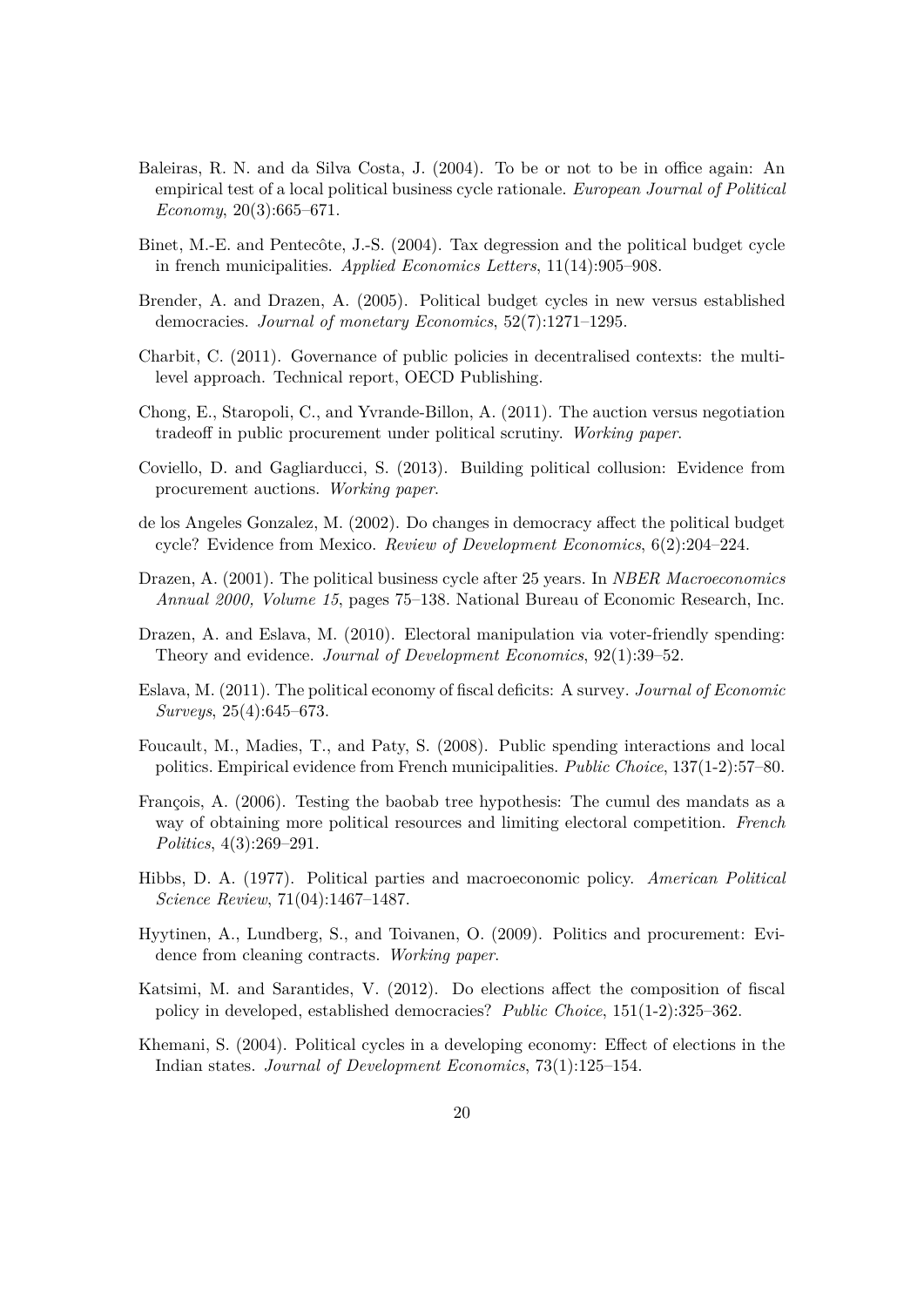Baleiras, R. N. and da Silva Costa, J. (2004). To be or not to be in office again: An empirical test of a local political business cycle rationale. *European Journal of Political Economy*, 20(3):665–671.

Binet, M.-E. and Pentecôte, J.-S. (2004). Tax degression and the political budget cycle in french municipalities. *Applied Economics Letters*, 11(14):905–908.

Brender, A. and Drazen, A. (2005). Political budget cycles in new versus established democracies. *Journal of monetary Economics*, 52(7):1271–1295.

Charbit, C. (2011). Governance of public policies in decentralised contexts: the multi-level approach. Technical report, OECD Publishing.

Chong, E., Staropoli, C., and Yvrande-Billon, A. (2011). The auction versus negotiation tradeoff in public procurement under political scrutiny. *Working paper*.

Coviello, D. and Gagliarducci, S. (2013). Building political collusion: Evidence from procurement auctions. *Working paper*.

de los Angeles Gonzalez, M. (2002). Do changes in democracy affect the political budget cycle? Evidence from Mexico. *Review of Development Economics*, 6(2):204–224.

Drazen, A. (2001). The political business cycle after 25 years. In *NBER Macroeconomics Annual 2000, Volume 15*, pages 75–138. National Bureau of Economic Research, Inc.

Drazen, A. and Eslava, M. (2010). Electoral manipulation via voter-friendly spending: Theory and evidence. *Journal of Development Economics*, 92(1):39–52.

Eslava, M. (2011). The political economy of fiscal deficits: A survey. *Journal of Economic Surveys*, 25(4):645–673.

Foucault, M., Madies, T., and Paty, S. (2008). Public spending interactions and local politics. Empirical evidence from French municipalities. *Public Choice*, 137(1-2):57–80.

François, A. (2006). Testing the baobab tree hypothesis: The cumul des mandats as a way of obtaining more political resources and limiting electoral competition. *French Politics*, 4(3):269–291.

Hibbs, D. A. (1977). Political parties and macroeconomic policy. *American Political Science Review*, 71(04):1467–1487.

Hyytinen, A., Lundberg, S., and Toivanen, O. (2009). Politics and procurement: Evidence from cleaning contracts. *Working paper*.

Katsimi, M. and Sarantides, V. (2012). Do elections affect the composition of fiscal policy in developed, established democracies? *Public Choice*, 151(1-2):325–362.

Khemani, S. (2004). Political cycles in a developing economy: Effect of elections in the Indian states. *Journal of Development Economics*, 73(1):125–154.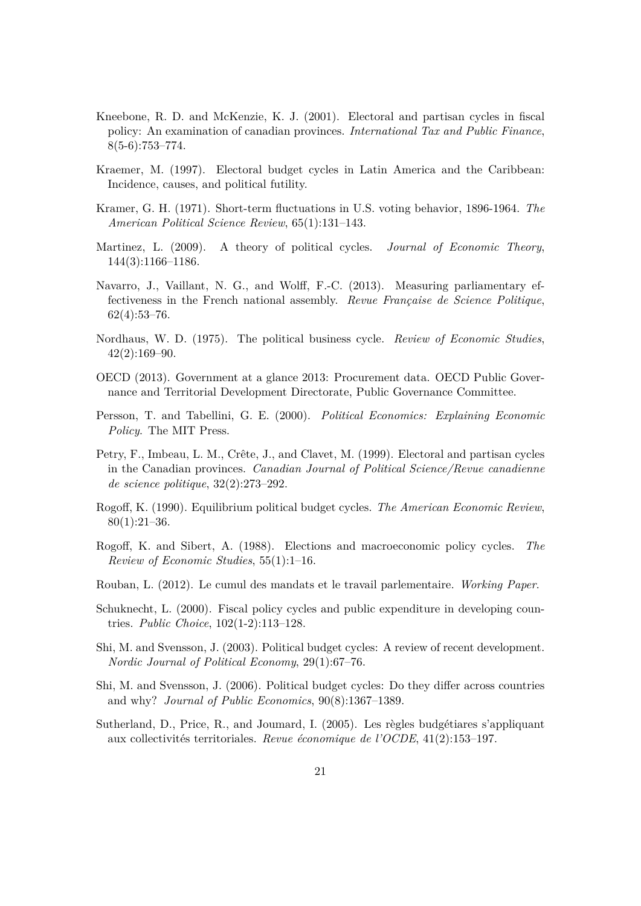Kneebone, R. D. and McKenzie, K. J. (2001). Electoral and partisan cycles in fiscal policy: An examination of canadian provinces. *International Tax and Public Finance*, 8(5-6):753–774.

Kraemer, M. (1997). Electoral budget cycles in Latin America and the Caribbean: Incidence, causes, and political futility.

Kramer, G. H. (1971). Short-term fluctuations in U.S. voting behavior, 1896-1964. *The American Political Science Review*, 65(1):131–143.

Martinez, L. (2009). A theory of political cycles. *Journal of Economic Theory*, 144(3):1166–1186.

Navarro, J., Vaillant, N. G., and Wolff, F.-C. (2013). Measuring parliamentary effectiveness in the French national assembly. *Revue Française de Science Politique*, 62(4):53–76.

Nordhaus, W. D. (1975). The political business cycle. *Review of Economic Studies*, 42(2):169–90.

OECD (2013). Government at a glance 2013: Procurement data. OECD Public Governance and Territorial Development Directorate, Public Governance Committee.

Persson, T. and Tabellini, G. E. (2000). *Political Economics: Explaining Economic Policy*. The MIT Press.

Petry, F., Imbeau, L. M., Crête, J., and Clavet, M. (1999). Electoral and partisan cycles in the Canadian provinces. *Canadian Journal of Political Science/Revue canadienne de science politique*, 32(2):273–292.

Rogoff, K. (1990). Equilibrium political budget cycles. *The American Economic Review*, 80(1):21–36.

Rogoff, K. and Sibert, A. (1988). Elections and macroeconomic policy cycles. *The Review of Economic Studies*, 55(1):1–16.

Rouban, L. (2012). Le cumul des mandats et le travail parlementaire. *Working Paper*.

Schuknecht, L. (2000). Fiscal policy cycles and public expenditure in developing countries. *Public Choice*, 102(1-2):113–128.

Shi, M. and Svensson, J. (2003). Political budget cycles: A review of recent development. *Nordic Journal of Political Economy*, 29(1):67–76.

Shi, M. and Svensson, J. (2006). Political budget cycles: Do they differ across countries and why? *Journal of Public Economics*, 90(8):1367–1389.

Sutherland, D., Price, R., and Joumard, I. (2005). Les règles budgétiares s'appliquant aux collectivités territoriales. *Revue économique de l'OCDE*, 41(2):153–197.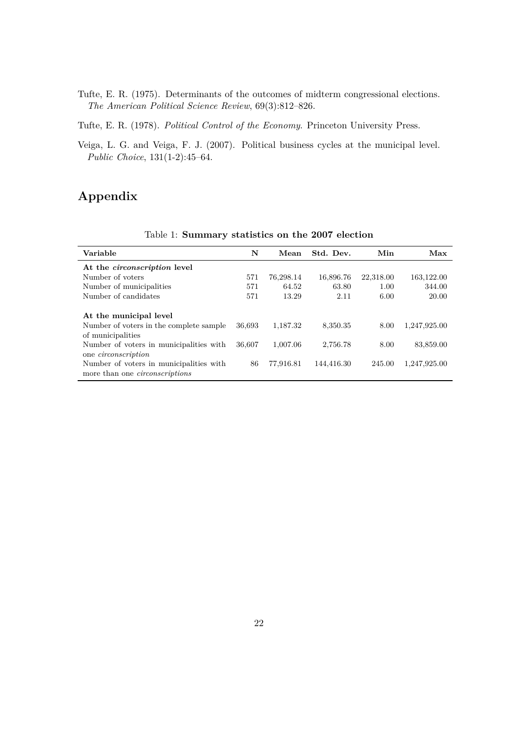Tufte, E. R. (1975). Determinants of the outcomes of midterm congressional elections. *The American Political Science Review*, 69(3):812–826.

Tufte, E. R. (1978). *Political Control of the Economy.* Princeton University Press.

Veiga, L. G. and Veiga, F. J. (2007). Political business cycles at the municipal level. *Public Choice*, 131(1-2):45–64.

# Appendix

Table 1: **Summary statistics on the 2007 election**

| Variable | N | Mean | Std. Dev. | Min | Max |
|---|---|---|---|---|---|
| **At the *circonscription* level** | | | | | |
| Number of voters | 571 | 76,298.14 | 16,896.76 | 22,318.00 | 163,122.00 |
| Number of municipalities | 571 | 64.52 | 63.80 | 1.00 | 344.00 |
| Number of candidates | 571 | 13.29 | 2.11 | 6.00 | 20.00 |
| **At the municipal level** | | | | | |
| Number of voters in the complete sample of municipalities | 36,693 | 1,187.32 | 8,350.35 | 8.00 | 1,247,925.00 |
| Number of voters in municipalities with one *circonscription* | 36,607 | 1,007.06 | 2,756.78 | 8.00 | 83,859.00 |
| Number of voters in municipalities with more than one *circonscriptions* | 86 | 77,916.81 | 144,416.30 | 245.00 | 1,247,925.00 |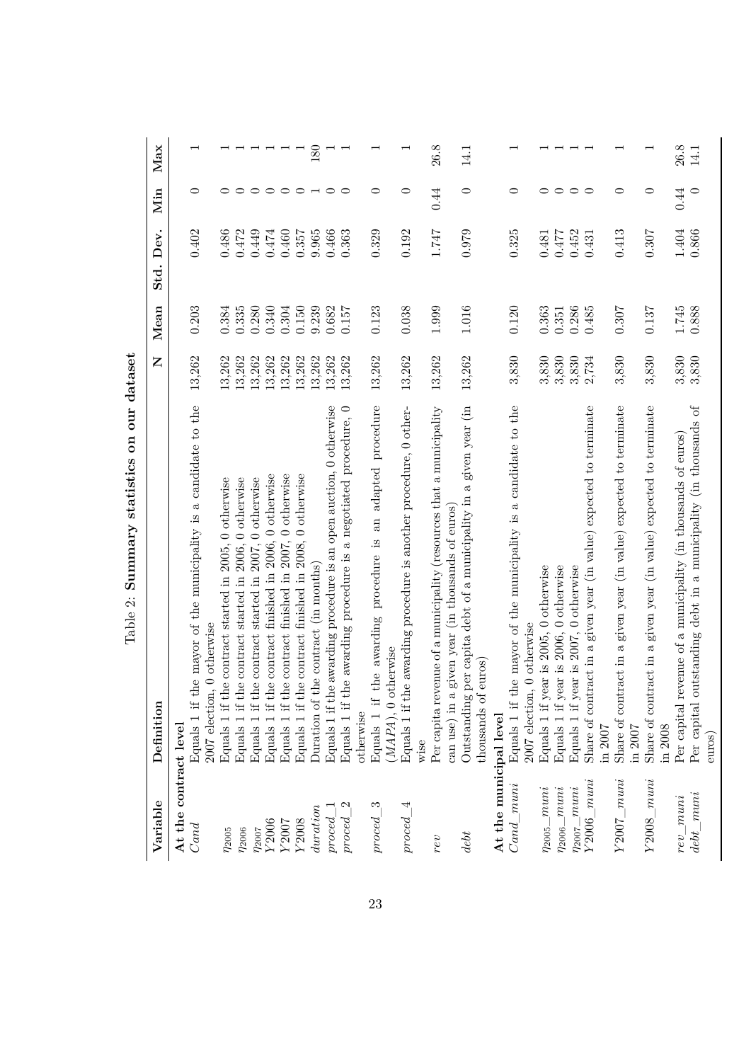Table 2: **Summary statistics on our dataset**

| Variable | Definition | N | Mean | Std. Dev. | Min | Max |
|---|---|---|---|---|---|---|
| **At the contract level** | | | | | | |
| *Cand* | Equals 1 if the mayor of the municipality is a candidate to the 2007 election, 0 otherwise | 13,262 | 0.203 | 0.402 | 0 | 1 |
| $\eta_{2005}$ | Equals 1 if the contract started in 2005, 0 otherwise | 13,262 | 0.384 | 0.486 | 0 | 1 |
| $\eta_{2006}$ | Equals 1 if the contract started in 2006, 0 otherwise | 13,262 | 0.335 | 0.472 | 0 | 1 |
| $\eta_{2007}$ | Equals 1 if the contract started in 2007, 0 otherwise | 13,262 | 0.280 | 0.449 | 0 | 1 |
| *Y2006* | Equals 1 if the contract finished in 2006, 0 otherwise | 13,262 | 0.340 | 0.474 | 0 | 1 |
| *Y2007* | Equals 1 if the contract finished in 2007, 0 otherwise | 13,262 | 0.304 | 0.460 | 0 | 1 |
| *Y2008* | Equals 1 if the contract finished in 2008, 0 otherwise | 13,262 | 0.150 | 0.357 | 0 | 1 |
| *duration* | Duration of the contract (in months) | 13,262 | 9.239 | 9.965 | 1 | 180 |
| *proced_1* | Equals 1 if the awarding procedure is an open auction, 0 otherwise | 13,262 | 0.682 | 0.466 | 0 | 1 |
| *proced_2* | Equals 1 if the awarding procedure is a negotiated procedure, 0 otherwise | 13,262 | 0.157 | 0.363 | 0 | 1 |
| *proced_3* | Equals 1 if the awarding procedure is an adapted procedure (*MAPA*), 0 otherwise | 13,262 | 0.123 | 0.329 | 0 | 1 |
| *proced_4* | Equals 1 if the awarding procedure is another procedure, 0 otherwise | 13,262 | 0.038 | 0.192 | 0 | 1 |
| *rev* | Per capita revenue of a municipality (resources that a municipality can use) in a given year (in thousands of euros) | 13,262 | 1.999 | 1.747 | 0.44 | 26.8 |
| *debt* | Outstanding per capita debt of a municipality in a given year (in thousands of euros) | 13,262 | 1.016 | 0.979 | 0 | 14.1 |
| **At the municipal level** | | | | | | |
| *Cand_muni* | Equals 1 if the mayor of the municipality is a candidate to the 2007 election, 0 otherwise | 3,830 | 0.120 | 0.325 | 0 | 1 |
| $\eta_{2005}$*_muni* | Equals 1 if year is 2005, 0 otherwise | 3,830 | 0.363 | 0.481 | 0 | 1 |
| $\eta_{2006}$*_muni* | Equals 1 if year is 2006, 0 otherwise | 3,830 | 0.351 | 0.477 | 0 | 1 |
| $\eta_{2007}$*_muni* | Equals 1 if year is 2007, 0 otherwise | 3,830 | 0.286 | 0.452 | 0 | 1 |
| *Y2006_muni* | Share of contract in a given year (in value) expected to terminate in 2007 | 2,734 | 0.485 | 0.431 | 0 | 1 |
| *Y2007_muni* | Share of contract in a given year (in value) expected to terminate in 2007 | 3,830 | 0.307 | 0.413 | 0 | 1 |
| *Y2008_muni* | Share of contract in a given year (in value) expected to terminate in 2008 | 3,830 | 0.137 | 0.307 | 0 | 1 |
| *rev_muni* | Per capital revenue of a municipality (in thousands of euros) | 3,830 | 1.745 | 1.404 | 0.44 | 26.8 |
| *debt_muni* | Per capital outstanding debt in a municipality (in thousands of euros) | 3,830 | 0.888 | 0.866 | 0 | 14.1 |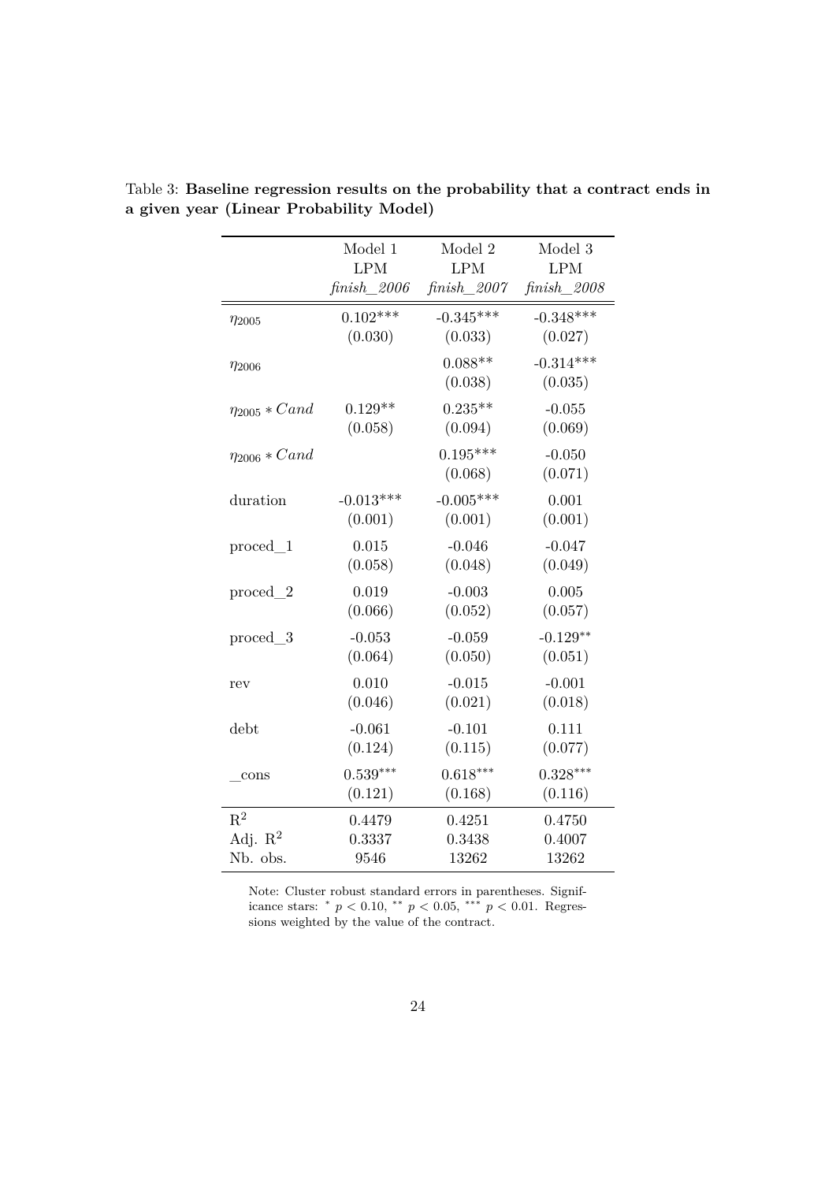Table 3: **Baseline regression results on the probability that a contract ends in a given year (Linear Probability Model)**

| | Model 1 | Model 2 | Model 3 |
|---|---|---|---|
| | LPM | LPM | LPM |
| | *finish_2006* | *finish_2007* | *finish_2008* |
| $\eta_{2005}$ | 0.102*** | -0.345*** | -0.348*** |
| | (0.030) | (0.033) | (0.027) |
| $\eta_{2006}$ | | 0.088** | -0.314*** |
| | | (0.038) | (0.035) |
| $\eta_{2005} * Cand$ | 0.129** | 0.235** | -0.055 |
| | (0.058) | (0.094) | (0.069) |
| $\eta_{2006} * Cand$ | | 0.195*** | -0.050 |
| | | (0.068) | (0.071) |
| duration | -0.013*** | -0.005*** | 0.001 |
| | (0.001) | (0.001) | (0.001) |
| proced_1 | 0.015 | -0.046 | -0.047 |
| | (0.058) | (0.048) | (0.049) |
| proced_2 | 0.019 | -0.003 | 0.005 |
| | (0.066) | (0.052) | (0.057) |
| proced_3 | -0.053 | -0.059 | -0.129** |
| | (0.064) | (0.050) | (0.051) |
| rev | 0.010 | -0.015 | -0.001 |
| | (0.046) | (0.021) | (0.018) |
| debt | -0.061 | -0.101 | 0.111 |
| | (0.124) | (0.115) | (0.077) |
| _cons | 0.539*** | 0.618*** | 0.328*** |
| | (0.121) | (0.168) | (0.116) |
| $R^2$ | 0.4479 | 0.4251 | 0.4750 |
| Adj. $R^2$ | 0.3337 | 0.3438 | 0.4007 |
| Nb. obs. | 9546 | 13262 | 13262 |

Note: Cluster robust standard errors in parentheses. Significance stars: * $p < 0.10$, ** $p < 0.05$, *** $p < 0.01$. Regressions weighted by the value of the contract.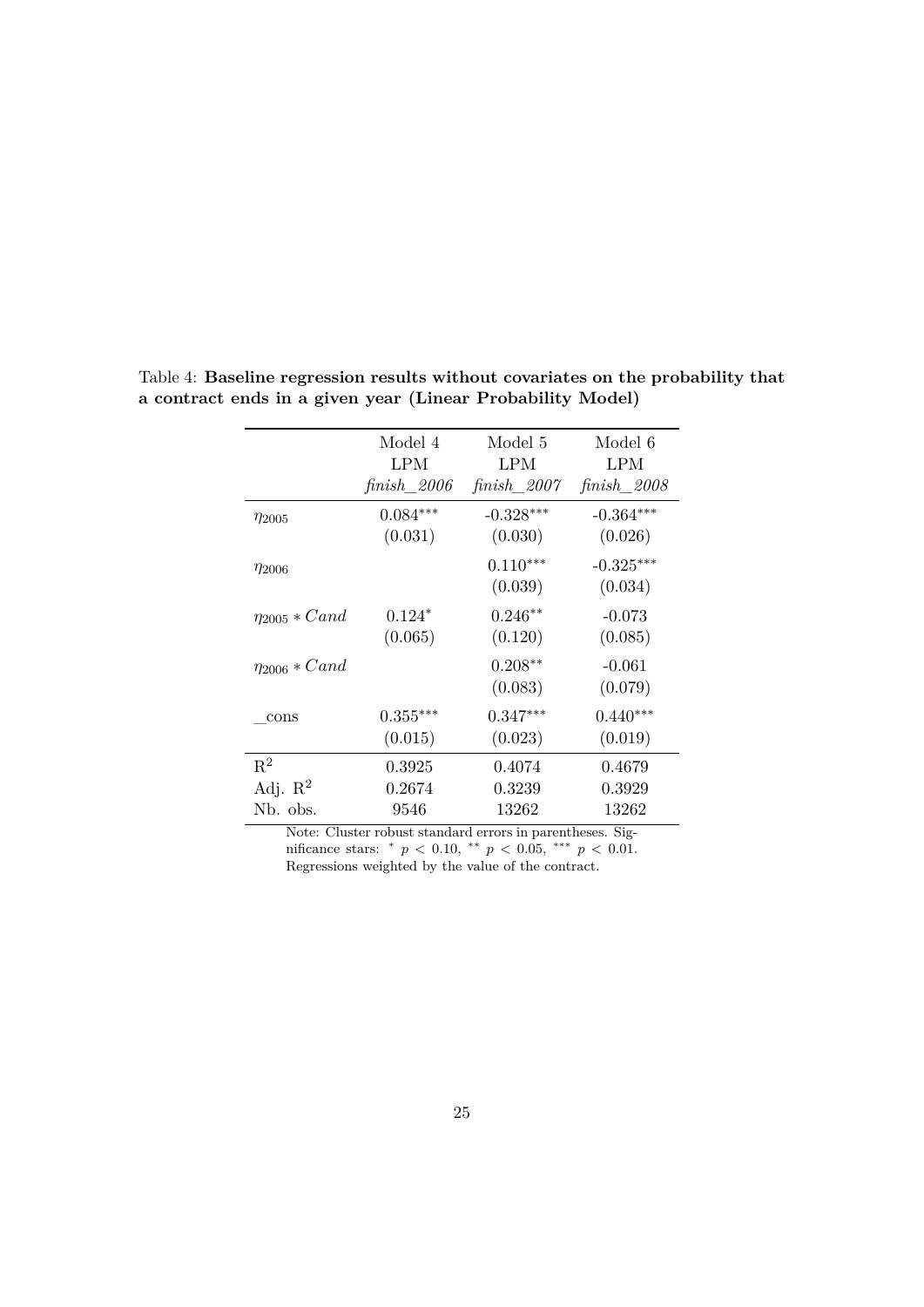Table 4: **Baseline regression results without covariates on the probability that a contract ends in a given year (Linear Probability Model)**

| | Model 4 | Model 5 | Model 6 |
|---|---|---|---|
| | LPM | LPM | LPM |
| | *finish_2006* | *finish_2007* | *finish_2008* |
| $\eta_{2005}$ | $0.084^{***}$ | $-0.328^{***}$ | $-0.364^{***}$ |
| | (0.031) | (0.030) | (0.026) |
| $\eta_{2006}$ | | $0.110^{***}$ | $-0.325^{***}$ |
| | | (0.039) | (0.034) |
| $\eta_{2005} * Cand$ | $0.124^{*}$ | $0.246^{**}$ | -0.073 |
| | (0.065) | (0.120) | (0.085) |
| $\eta_{2006} * Cand$ | | $0.208^{**}$ | -0.061 |
| | | (0.083) | (0.079) |
| _cons | $0.355^{***}$ | $0.347^{***}$ | $0.440^{***}$ |
| | (0.015) | (0.023) | (0.019) |
| $R^2$ | 0.3925 | 0.4074 | 0.4679 |
| Adj. $R^2$ | 0.2674 | 0.3239 | 0.3929 |
| Nb. obs. | 9546 | 13262 | 13262 |

Note: Cluster robust standard errors in parentheses. Significance stars: $^{*}$ $p < 0.10$, $^{**}$ $p < 0.05$, $^{***}$ $p < 0.01$. Regressions weighted by the value of the contract.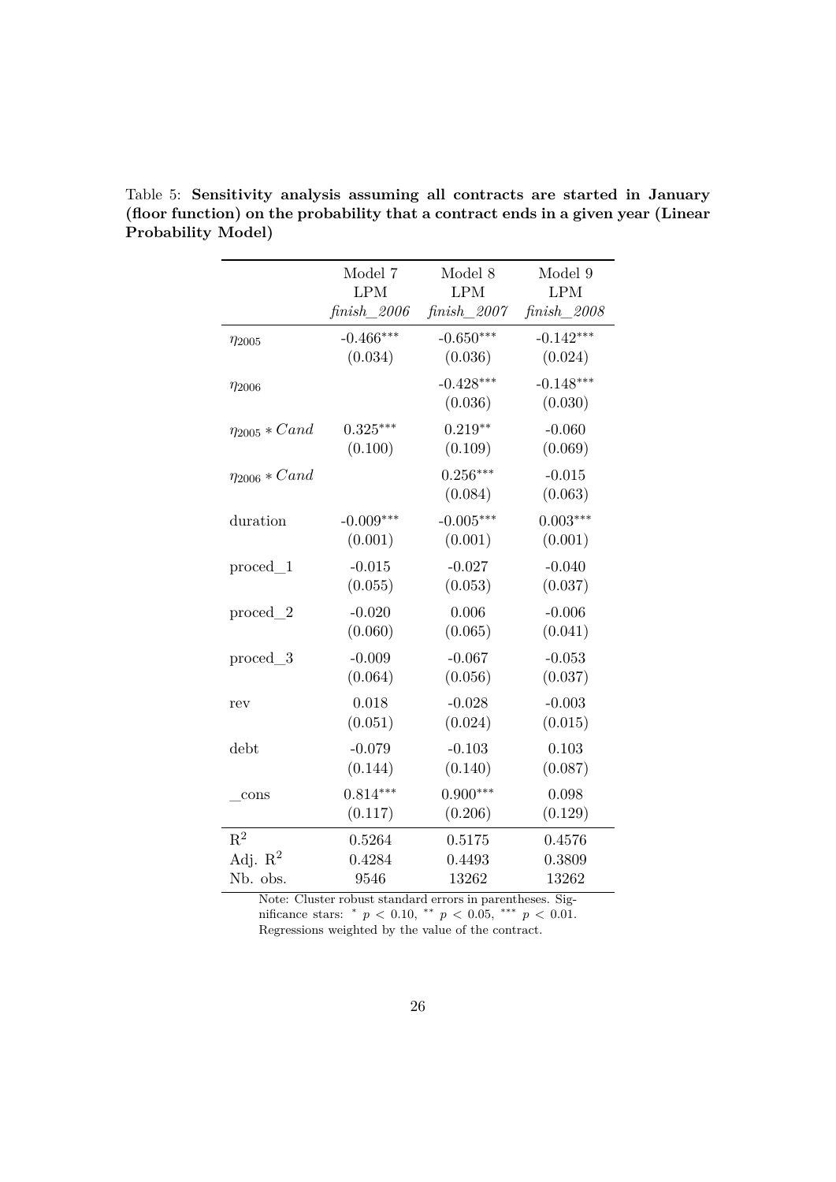Table 5: **Sensitivity analysis assuming all contracts are started in January (floor function) on the probability that a contract ends in a given year (Linear Probability Model)**

| | Model 7 LPM *finish_2006* | Model 8 LPM *finish_2007* | Model 9 LPM *finish_2008* |
|---|---|---|---|
| $\eta_{2005}$ | -0.466*** | -0.650*** | -0.142*** |
| | (0.034) | (0.036) | (0.024) |
| $\eta_{2006}$ | | -0.428*** | -0.148*** |
| | | (0.036) | (0.030) |
| $\eta_{2005} * Cand$ | 0.325*** | 0.219** | -0.060 |
| | (0.100) | (0.109) | (0.069) |
| $\eta_{2006} * Cand$ | | 0.256*** | -0.015 |
| | | (0.084) | (0.063) |
| duration | -0.009*** | -0.005*** | 0.003*** |
| | (0.001) | (0.001) | (0.001) |
| proced_1 | -0.015 | -0.027 | -0.040 |
| | (0.055) | (0.053) | (0.037) |
| proced_2 | -0.020 | 0.006 | -0.006 |
| | (0.060) | (0.065) | (0.041) |
| proced_3 | -0.009 | -0.067 | -0.053 |
| | (0.064) | (0.056) | (0.037) |
| rev | 0.018 | -0.028 | -0.003 |
| | (0.051) | (0.024) | (0.015) |
| debt | -0.079 | -0.103 | 0.103 |
| | (0.144) | (0.140) | (0.087) |
| _cons | 0.814*** | 0.900*** | 0.098 |
| | (0.117) | (0.206) | (0.129) |
| $R^2$ | 0.5264 | 0.5175 | 0.4576 |
| Adj. $R^2$ | 0.4284 | 0.4493 | 0.3809 |
| Nb. obs. | 9546 | 13262 | 13262 |

Note: Cluster robust standard errors in parentheses. Significance stars: * $p < 0.10$, ** $p < 0.05$, *** $p < 0.01$. Regressions weighted by the value of the contract.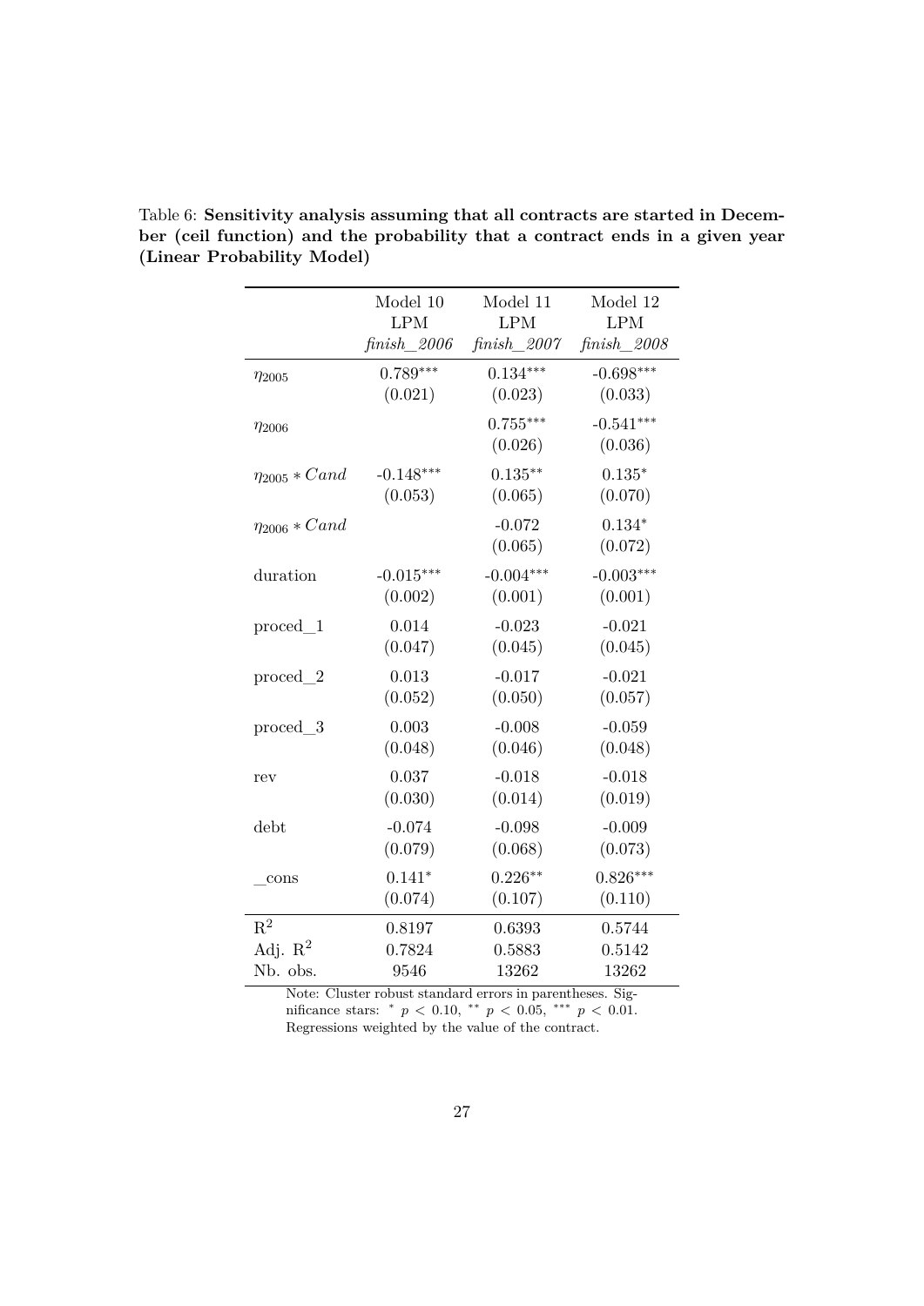Table 6: **Sensitivity analysis assuming that all contracts are started in December (ceil function) and the probability that a contract ends in a given year (Linear Probability Model)**

| | Model 10<br>LPM<br>*finish_2006* | Model 11<br>LPM<br>*finish_2007* | Model 12<br>LPM<br>*finish_2008* |
|---|---|---|---|
| $\eta_{2005}$ | $0.789^{***}$<br>(0.021) | $0.134^{***}$<br>(0.023) | $-0.698^{***}$<br>(0.033) |
| $\eta_{2006}$ | | $0.755^{***}$<br>(0.026) | $-0.541^{***}$<br>(0.036) |
| $\eta_{2005} * Cand$ | $-0.148^{***}$<br>(0.053) | $0.135^{**}$<br>(0.065) | $0.135^{*}$<br>(0.070) |
| $\eta_{2006} * Cand$ | | -0.072<br>(0.065) | $0.134^{*}$<br>(0.072) |
| duration | $-0.015^{***}$<br>(0.002) | $-0.004^{***}$<br>(0.001) | $-0.003^{***}$<br>(0.001) |
| proced_1 | 0.014<br>(0.047) | -0.023<br>(0.045) | -0.021<br>(0.045) |
| proced_2 | 0.013<br>(0.052) | -0.017<br>(0.050) | -0.021<br>(0.057) |
| proced_3 | 0.003<br>(0.048) | -0.008<br>(0.046) | -0.059<br>(0.048) |
| rev | 0.037<br>(0.030) | -0.018<br>(0.014) | -0.018<br>(0.019) |
| debt | -0.074<br>(0.079) | -0.098<br>(0.068) | -0.009<br>(0.073) |
| _cons | $0.141^{*}$<br>(0.074) | $0.226^{**}$<br>(0.107) | $0.826^{***}$<br>(0.110) |
| $R^2$ | 0.8197 | 0.6393 | 0.5744 |
| Adj. $R^2$ | 0.7824 | 0.5883 | 0.5142 |
| Nb. obs. | 9546 | 13262 | 13262 |

Note: Cluster robust standard errors in parentheses. Significance stars: $^{*}$ $p < 0.10$, $^{**}$ $p < 0.05$, $^{***}$ $p < 0.01$. Regressions weighted by the value of the contract.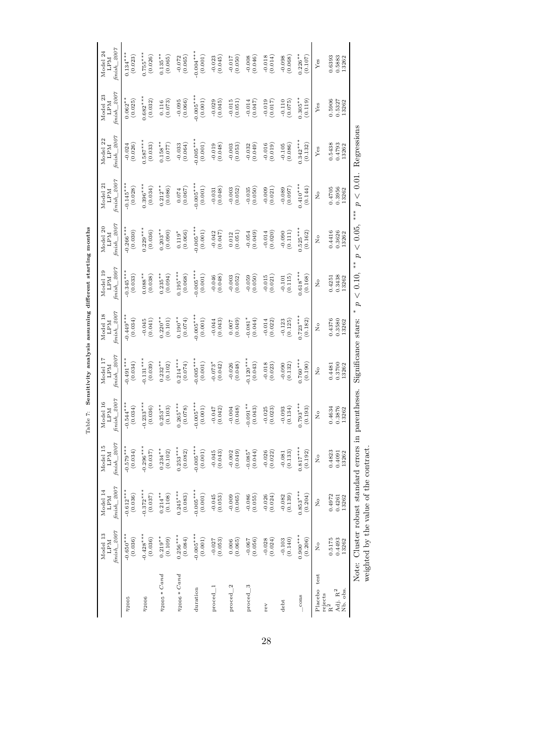Table 7: **Sensitivity analysis assuming different starting months**

| | Model 13 LPM *finish_2007* | Model 14 LPM *finish_2007* | Model 15 LPM *finish_2007* | Model 16 LPM *finish_2007* | Model 17 LPM *finish_2007* | Model 18 LPM *finish_2007* | Model 19 LPM *finish_2007* | Model 20 LPM *finish_2007* | Model 21 LPM *finish_2007* | Model 22 LPM *finish_2007* | Model 23 LPM *finish_2007* | Model 24 LPM *finish_2007* |
|---|---|---|---|---|---|---|---|---|---|---|---|---|
| $\eta_{2005}$ | -0.650*** | -0.612*** | -0.579*** | -0.544*** | -0.491*** | -0.449*** | -0.345*** | -0.266*** | -0.145*** | -0.024 | 0.062** | 0.134*** |
| | (0.036) | (0.036) | (0.034) | (0.034) | (0.034) | (0.034) | (0.033) | (0.030) | (0.028) | (0.026) | (0.025) | (0.023) |
| $\eta_{2006}$ | -0.428*** | -0.372*** | -0.296*** | -0.233*** | -0.131*** | -0.045 | 0.088** | 0.229*** | 0.396*** | 0.587*** | 0.682*** | 0.755*** |
| | (0.036) | (0.037) | (0.037) | (0.036) | (0.039) | (0.041) | (0.038) | (0.036) | (0.034) | (0.033) | (0.032) | (0.026) |
| $\eta_{2005} * Cand$ | 0.219** | 0.214** | 0.234** | 0.253** | 0.232** | 0.220** | 0.235** | 0.203** | 0.212** | 0.158** | 0.116 | 0.135** |
| | (0.109) | (0.108) | (0.102) | (0.103) | (0.102) | (0.101) | (0.094) | (0.090) | (0.086) | (0.077) | (0.073) | (0.065) |
| $\eta_{2006} * Cand$ | 0.256*** | 0.245*** | 0.253*** | 0.265*** | 0.214*** | 0.190** | 0.195*** | 0.119* | 0.074 | -0.033 | -0.095 | -0.072 |
| | (0.084) | (0.083) | (0.082) | (0.078) | (0.074) | (0.074) | (0.068) | (0.066) | (0.067) | (0.064) | (0.066) | (0.065) |
| duration | -0.005*** | -0.005*** | -0.005*** | -0.005*** | -0.005*** | -0.005*** | -0.005*** | -0.005*** | -0.005*** | -0.005*** | -0.005*** | -0.004*** |
| | (0.001) | (0.001) | (0.001) | (0.001) | (0.001) | (0.001) | (0.001) | (0.001) | (0.001) | (0.001) | (0.001) | (0.001) |
| proced_1 | -0.027 | -0.045 | -0.045 | -0.047 | -0.073* | -0.044 | -0.046 | -0.042 | -0.031 | -0.019 | -0.029 | -0.023 |
| | (0.053) | (0.053) | (0.043) | (0.042) | (0.042) | (0.043) | (0.048) | (0.047) | (0.048) | (0.048) | (0.045) | (0.045) |
| proced_2 | 0.006 | -0.009 | -0.002 | -0.004 | -0.026 | 0.007 | -0.003 | 0.012 | -0.003 | -0.003 | -0.015 | -0.017 |
| | (0.065) | (0.065) | (0.049) | (0.048) | (0.048) | (0.049) | (0.052) | (0.051) | (0.052) | (0.053) | (0.051) | (0.050) |
| proced_3 | -0.067 | -0.086 | -0.085* | -0.091** | -0.120*** | -0.081* | -0.059 | -0.054 | -0.035 | -0.032 | -0.014 | -0.008 |
| | (0.056) | (0.055) | (0.044) | (0.043) | (0.043) | (0.044) | (0.050) | (0.049) | (0.050) | (0.049) | (0.047) | (0.046) |
| rev | -0.028 | -0.026 | -0.026 | -0.025 | -0.018 | -0.014 | -0.015 | -0.014 | -0.009 | -0.016 | -0.019 | -0.018 |
| | (0.024) | (0.024) | (0.022) | (0.023) | (0.023) | (0.022) | (0.021) | (0.020) | (0.021) | (0.019) | (0.017) | (0.014) |
| debt | -0.103 | -0.082 | -0.081 | -0.093 | -0.090 | -0.123 | -0.101 | -0.090 | -0.089 | -0.105 | -0.110 | -0.098 |
| | (0.140) | (0.139) | (0.133) | (0.134) | (0.132) | (0.125) | (0.115) | (0.111) | (0.097) | (0.086) | (0.075) | (0.068) |
| _cons | 0.900*** | 0.853*** | 0.817*** | 0.793*** | 0.760*** | 0.723*** | 0.618*** | 0.525*** | 0.410*** | 0.342*** | 0.305** | 0.226** |
| | (0.206) | (0.204) | (0.192) | (0.193) | (0.190) | (0.182) | (0.168) | (0.162) | (0.144) | (0.132) | (0.119) | (0.107) |
| Placebo test rejects | No | No | No | No | No | No | No | No | No | Yes | Yes | Yes |
| $R^2$ | 0.5175 | 0.4972 | 0.4823 | 0.4634 | 0.4481 | 0.4376 | 0.4251 | 0.4416 | 0.4705 | 0.5438 | 0.5906 | 0.6393 |
| Adj. $R^2$ | 0.4493 | 0.4261 | 0.4091 | 0.3876 | 0.3700 | 0.3580 | 0.3438 | 0.3626 | 0.3956 | 0.4793 | 0.5327 | 0.5883 |
| Nb. obs. | 13262 | 13262 | 13262 | 13262 | 13262 | 13262 | 13262 | 13262 | 13262 | 13262 | 13262 | 13262 |

Note: Cluster robust standard errors in parentheses. Significance stars: * $p < 0.10$, ** $p < 0.05$, *** $p < 0.01$. Regressions weighted by the value of the contract.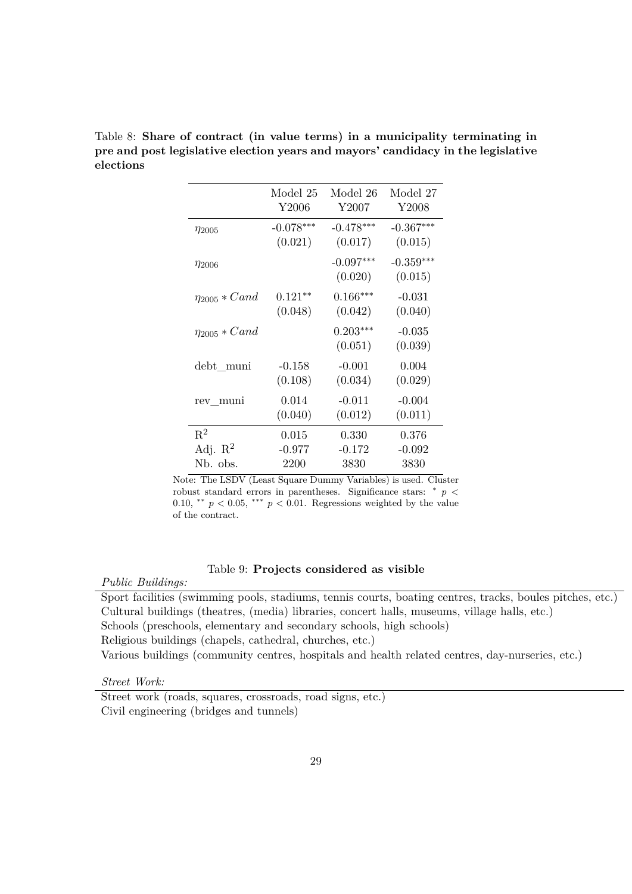Table 8: **Share of contract (in value terms) in a municipality terminating in pre and post legislative election years and mayors' candidacy in the legislative elections**

| | Model 25<br>Y2006 | Model 26<br>Y2007 | Model 27<br>Y2008 |
|---|---|---|---|
| $\eta_{2005}$ | -0.078*** | -0.478*** | -0.367*** |
| | (0.021) | (0.017) | (0.015) |
| $\eta_{2006}$ | | -0.097*** | -0.359*** |
| | | (0.020) | (0.015) |
| $\eta_{2005} * Cand$ | 0.121** | 0.166*** | -0.031 |
| | (0.048) | (0.042) | (0.040) |
| $\eta_{2005} * Cand$ | | 0.203*** | -0.035 |
| | | (0.051) | (0.039) |
| debt_muni | -0.158 | -0.001 | 0.004 |
| | (0.108) | (0.034) | (0.029) |
| rev_muni | 0.014 | -0.011 | -0.004 |
| | (0.040) | (0.012) | (0.011) |
| $R^2$ | 0.015 | 0.330 | 0.376 |
| Adj. $R^2$ | -0.977 | -0.172 | -0.092 |
| Nb. obs. | 2200 | 3830 | 3830 |

Note: The LSDV (Least Square Dummy Variables) is used. Cluster robust standard errors in parentheses. Significance stars: * $p < 0.10$, ** $p < 0.05$, *** $p < 0.01$. Regressions weighted by the value of the contract.

Table 9: **Projects considered as visible**

*Public Buildings:*

Sport facilities (swimming pools, stadiums, tennis courts, boating centres, tracks, boules pitches, etc.)
Cultural buildings (theatres, (media) libraries, concert halls, museums, village halls, etc.)
Schools (preschools, elementary and secondary schools, high schools)
Religious buildings (chapels, cathedral, churches, etc.)
Various buildings (community centres, hospitals and health related centres, day-nurseries, etc.)

*Street Work:*

Street work (roads, squares, crossroads, road signs, etc.)
Civil engineering (bridges and tunnels)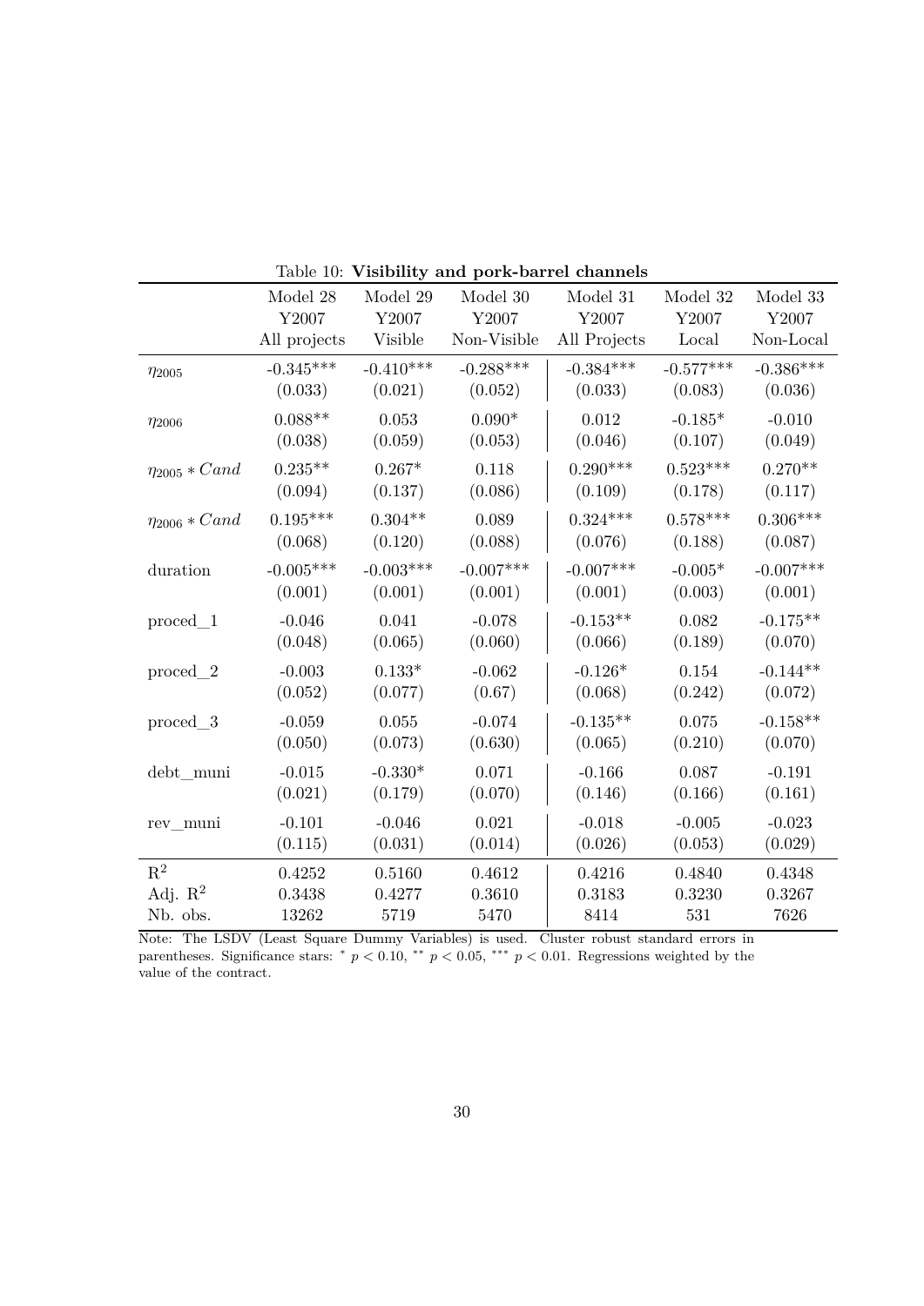Table 10: **Visibility and pork-barrel channels**

| | Model 28<br>Y2007<br>All projects | Model 29<br>Y2007<br>Visible | Model 30<br>Y2007<br>Non-Visible | Model 31<br>Y2007<br>All Projects | Model 32<br>Y2007<br>Local | Model 33<br>Y2007<br>Non-Local |
|---|---|---|---|---|---|---|
| $\eta_{2005}$ | -0.345*** | -0.410*** | -0.288*** | -0.384*** | -0.577*** | -0.386*** |
| | (0.033) | (0.021) | (0.052) | (0.033) | (0.083) | (0.036) |
| $\eta_{2006}$ | 0.088** | 0.053 | 0.090* | 0.012 | -0.185* | -0.010 |
| | (0.038) | (0.059) | (0.053) | (0.046) | (0.107) | (0.049) |
| $\eta_{2005} * Cand$ | 0.235** | 0.267* | 0.118 | 0.290*** | 0.523*** | 0.270** |
| | (0.094) | (0.137) | (0.086) | (0.109) | (0.178) | (0.117) |
| $\eta_{2006} * Cand$ | 0.195*** | 0.304** | 0.089 | 0.324*** | 0.578*** | 0.306*** |
| | (0.068) | (0.120) | (0.088) | (0.076) | (0.188) | (0.087) |
| duration | -0.005*** | -0.003*** | -0.007*** | -0.007*** | -0.005* | -0.007*** |
| | (0.001) | (0.001) | (0.001) | (0.001) | (0.003) | (0.001) |
| proced_1 | -0.046 | 0.041 | -0.078 | -0.153** | 0.082 | -0.175** |
| | (0.048) | (0.065) | (0.060) | (0.066) | (0.189) | (0.070) |
| proced_2 | -0.003 | 0.133* | -0.062 | -0.126* | 0.154 | -0.144** |
| | (0.052) | (0.077) | (0.67) | (0.068) | (0.242) | (0.072) |
| proced_3 | -0.059 | 0.055 | -0.074 | -0.135** | 0.075 | -0.158** |
| | (0.050) | (0.073) | (0.630) | (0.065) | (0.210) | (0.070) |
| debt_muni | -0.015 | -0.330* | 0.071 | -0.166 | 0.087 | -0.191 |
| | (0.021) | (0.179) | (0.070) | (0.146) | (0.166) | (0.161) |
| rev_muni | -0.101 | -0.046 | 0.021 | -0.018 | -0.005 | -0.023 |
| | (0.115) | (0.031) | (0.014) | (0.026) | (0.053) | (0.029) |
| $R^2$ | 0.4252 | 0.5160 | 0.4612 | 0.4216 | 0.4840 | 0.4348 |
| Adj. $R^2$ | 0.3438 | 0.4277 | 0.3610 | 0.3183 | 0.3230 | 0.3267 |
| Nb. obs. | 13262 | 5719 | 5470 | 8414 | 531 | 7626 |

Note: The LSDV (Least Square Dummy Variables) is used. Cluster robust standard errors in parentheses. Significance stars: * $p < 0.10$, ** $p < 0.05$, *** $p < 0.01$. Regressions weighted by the value of the contract.